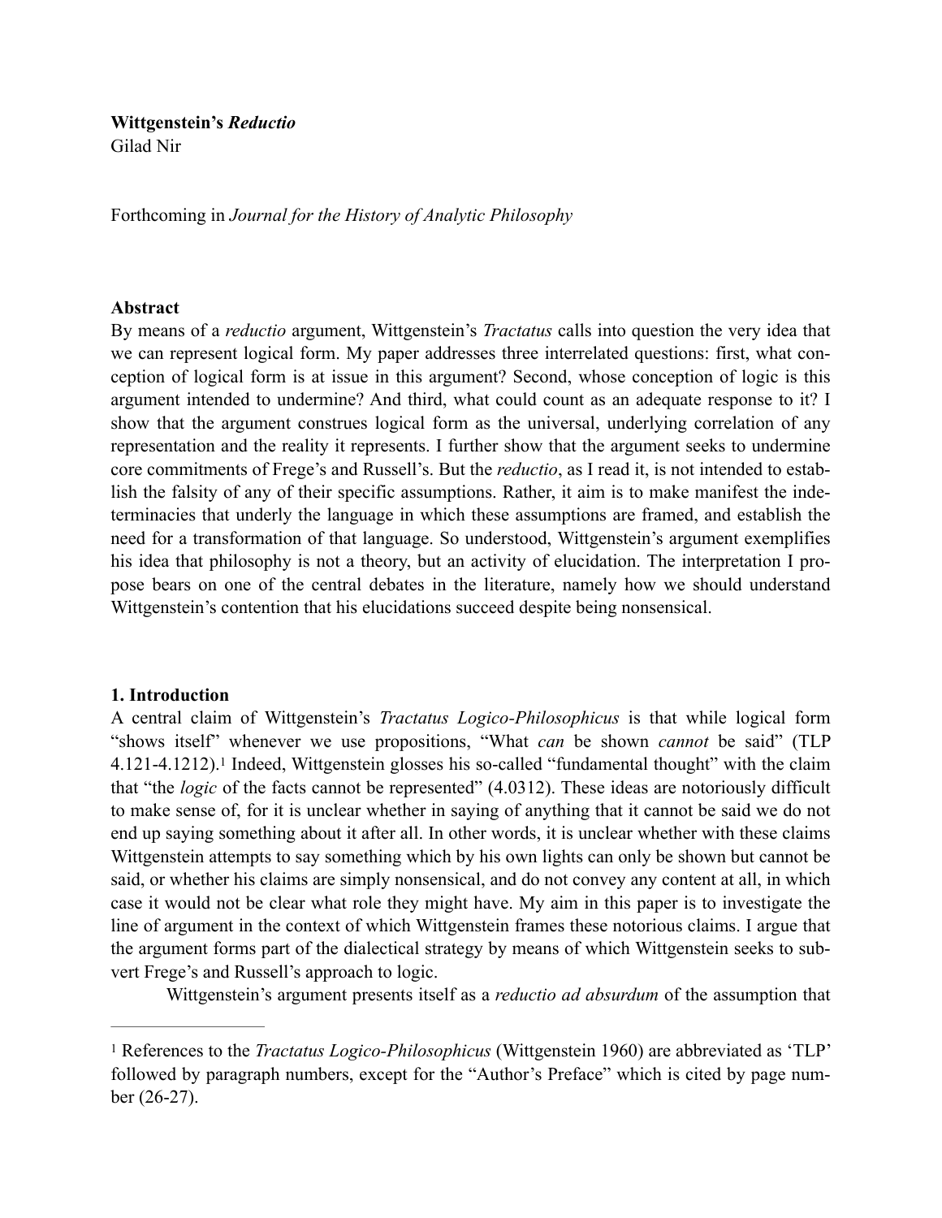**Wittgenstein's *Reductio***
Gilad Nir

Forthcoming in *Journal for the History of Analytic Philosophy*

**Abstract**

By means of a *reductio* argument, Wittgenstein's *Tractatus* calls into question the very idea that we can represent logical form. My paper addresses three interrelated questions: first, what conception of logical form is at issue in this argument? Second, whose conception of logic is this argument intended to undermine? And third, what could count as an adequate response to it? I show that the argument construes logical form as the universal, underlying correlation of any representation and the reality it represents. I further show that the argument seeks to undermine core commitments of Frege's and Russell's. But the *reductio*, as I read it, is not intended to establish the falsity of any of their specific assumptions. Rather, it aim is to make manifest the indeterminacies that underly the language in which these assumptions are framed, and establish the need for a transformation of that language. So understood, Wittgenstein's argument exemplifies his idea that philosophy is not a theory, but an activity of elucidation. The interpretation I propose bears on one of the central debates in the literature, namely how we should understand Wittgenstein's contention that his elucidations succeed despite being nonsensical.

## 1. Introduction

A central claim of Wittgenstein's *Tractatus Logico-Philosophicus* is that while logical form "shows itself" whenever we use propositions, "What *can* be shown *cannot* be said" (TLP 4.121-4.1212).[1] Indeed, Wittgenstein glosses his so-called "fundamental thought" with the claim that "the *logic* of the facts cannot be represented" (4.0312). These ideas are notoriously difficult to make sense of, for it is unclear whether in saying of anything that it cannot be said we do not end up saying something about it after all. In other words, it is unclear whether with these claims Wittgenstein attempts to say something which by his own lights can only be shown but cannot be said, or whether his claims are simply nonsensical, and do not convey any content at all, in which case it would not be clear what role they might have. My aim in this paper is to investigate the line of argument in the context of which Wittgenstein frames these notorious claims. I argue that the argument forms part of the dialectical strategy by means of which Wittgenstein seeks to subvert Frege's and Russell's approach to logic.

Wittgenstein's argument presents itself as a *reductio ad absurdum* of the assumption that

[1] References to the *Tractatus Logico-Philosophicus* (Wittgenstein 1960) are abbreviated as 'TLP' followed by paragraph numbers, except for the "Author's Preface" which is cited by page number (26-27).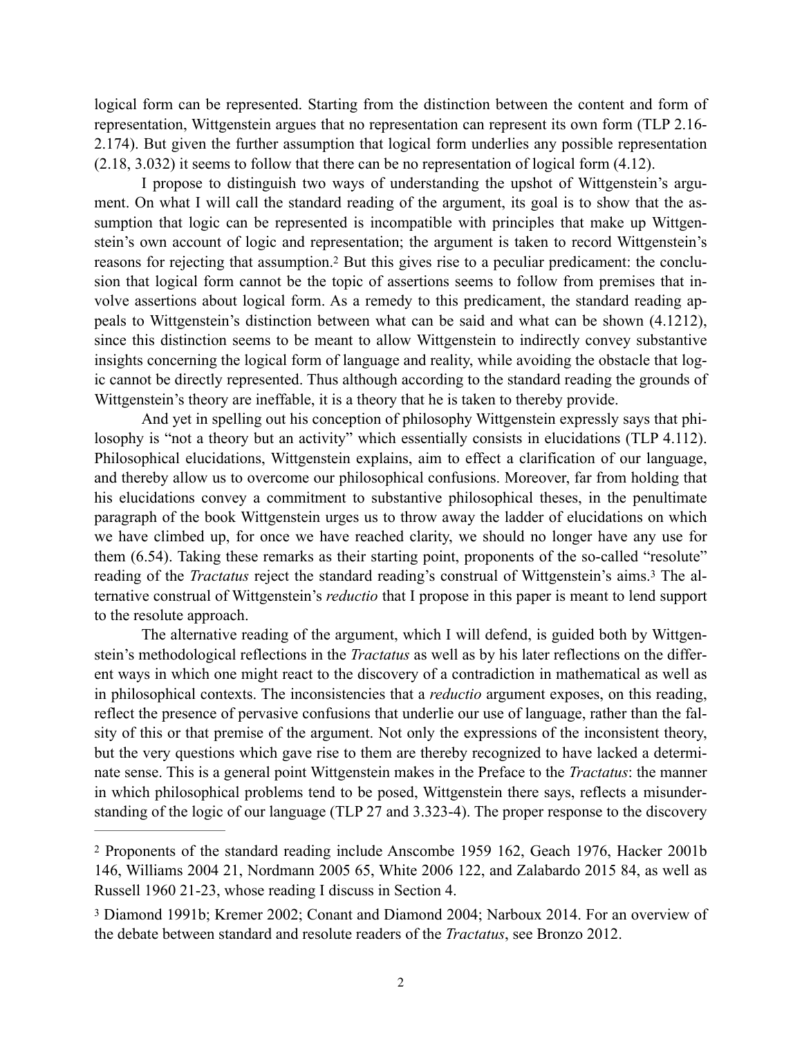logical form can be represented. Starting from the distinction between the content and form of representation, Wittgenstein argues that no representation can represent its own form (TLP 2.16-2.174). But given the further assumption that logical form underlies any possible representation (2.18, 3.032) it seems to follow that there can be no representation of logical form (4.12).

I propose to distinguish two ways of understanding the upshot of Wittgenstein's argument. On what I will call the standard reading of the argument, its goal is to show that the assumption that logic can be represented is incompatible with principles that make up Wittgenstein's own account of logic and representation; the argument is taken to record Wittgenstein's reasons for rejecting that assumption.[2] But this gives rise to a peculiar predicament: the conclusion that logical form cannot be the topic of assertions seems to follow from premises that involve assertions about logical form. As a remedy to this predicament, the standard reading appeals to Wittgenstein's distinction between what can be said and what can be shown (4.1212), since this distinction seems to be meant to allow Wittgenstein to indirectly convey substantive insights concerning the logical form of language and reality, while avoiding the obstacle that logic cannot be directly represented. Thus although according to the standard reading the grounds of Wittgenstein's theory are ineffable, it is a theory that he is taken to thereby provide.

And yet in spelling out his conception of philosophy Wittgenstein expressly says that philosophy is "not a theory but an activity" which essentially consists in elucidations (TLP 4.112). Philosophical elucidations, Wittgenstein explains, aim to effect a clarification of our language, and thereby allow us to overcome our philosophical confusions. Moreover, far from holding that his elucidations convey a commitment to substantive philosophical theses, in the penultimate paragraph of the book Wittgenstein urges us to throw away the ladder of elucidations on which we have climbed up, for once we have reached clarity, we should no longer have any use for them (6.54). Taking these remarks as their starting point, proponents of the so-called "resolute" reading of the *Tractatus* reject the standard reading's construal of Wittgenstein's aims.[3] The alternative construal of Wittgenstein's *reductio* that I propose in this paper is meant to lend support to the resolute approach.

The alternative reading of the argument, which I will defend, is guided both by Wittgenstein's methodological reflections in the *Tractatus* as well as by his later reflections on the different ways in which one might react to the discovery of a contradiction in mathematical as well as in philosophical contexts. The inconsistencies that a *reductio* argument exposes, on this reading, reflect the presence of pervasive confusions that underlie our use of language, rather than the falsity of this or that premise of the argument. Not only the expressions of the inconsistent theory, but the very questions which gave rise to them are thereby recognized to have lacked a determinate sense. This is a general point Wittgenstein makes in the Preface to the *Tractatus*: the manner in which philosophical problems tend to be posed, Wittgenstein there says, reflects a misunderstanding of the logic of our language (TLP 27 and 3.323-4). The proper response to the discovery

---

[2] Proponents of the standard reading include Anscombe 1959 162, Geach 1976, Hacker 2001b 146, Williams 2004 21, Nordmann 2005 65, White 2006 122, and Zalabardo 2015 84, as well as Russell 1960 21-23, whose reading I discuss in Section 4.

[3] Diamond 1991b; Kremer 2002; Conant and Diamond 2004; Narboux 2014. For an overview of the debate between standard and resolute readers of the *Tractatus*, see Bronzo 2012.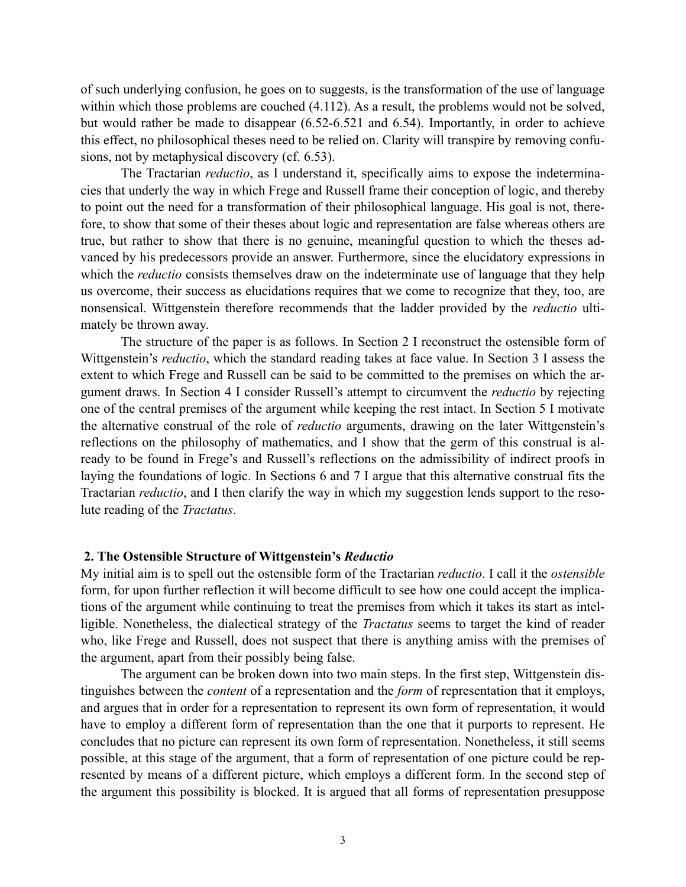of such underlying confusion, he goes on to suggests, is the transformation of the use of language within which those problems are couched (4.112). As a result, the problems would not be solved, but would rather be made to disappear (6.52-6.521 and 6.54). Importantly, in order to achieve this effect, no philosophical theses need to be relied on. Clarity will transpire by removing confusions, not by metaphysical discovery (cf. 6.53).

The Tractarian *reductio*, as I understand it, specifically aims to expose the indeterminacies that underly the way in which Frege and Russell frame their conception of logic, and thereby to point out the need for a transformation of their philosophical language. His goal is not, therefore, to show that some of their theses about logic and representation are false whereas others are true, but rather to show that there is no genuine, meaningful question to which the theses advanced by his predecessors provide an answer. Furthermore, since the elucidatory expressions in which the *reductio* consists themselves draw on the indeterminate use of language that they help us overcome, their success as elucidations requires that we come to recognize that they, too, are nonsensical. Wittgenstein therefore recommends that the ladder provided by the *reductio* ultimately be thrown away.

The structure of the paper is as follows. In Section 2 I reconstruct the ostensible form of Wittgenstein's *reductio*, which the standard reading takes at face value. In Section 3 I assess the extent to which Frege and Russell can be said to be committed to the premises on which the argument draws. In Section 4 I consider Russell's attempt to circumvent the *reductio* by rejecting one of the central premises of the argument while keeping the rest intact. In Section 5 I motivate the alternative construal of the role of *reductio* arguments, drawing on the later Wittgenstein's reflections on the philosophy of mathematics, and I show that the germ of this construal is already to be found in Frege's and Russell's reflections on the admissibility of indirect proofs in laying the foundations of logic. In Sections 6 and 7 I argue that this alternative construal fits the Tractarian *reductio*, and I then clarify the way in which my suggestion lends support to the resolute reading of the *Tractatus*.

## 2. The Ostensible Structure of Wittgenstein's *Reductio*

My initial aim is to spell out the ostensible form of the Tractarian *reductio*. I call it the *ostensible* form, for upon further reflection it will become difficult to see how one could accept the implications of the argument while continuing to treat the premises from which it takes its start as intelligible. Nonetheless, the dialectical strategy of the *Tractatus* seems to target the kind of reader who, like Frege and Russell, does not suspect that there is anything amiss with the premises of the argument, apart from their possibly being false.

The argument can be broken down into two main steps. In the first step, Wittgenstein distinguishes between the *content* of a representation and the *form* of representation that it employs, and argues that in order for a representation to represent its own form of representation, it would have to employ a different form of representation than the one that it purports to represent. He concludes that no picture can represent its own form of representation. Nonetheless, it still seems possible, at this stage of the argument, that a form of representation of one picture could be represented by means of a different picture, which employs a different form. In the second step of the argument this possibility is blocked. It is argued that all forms of representation presuppose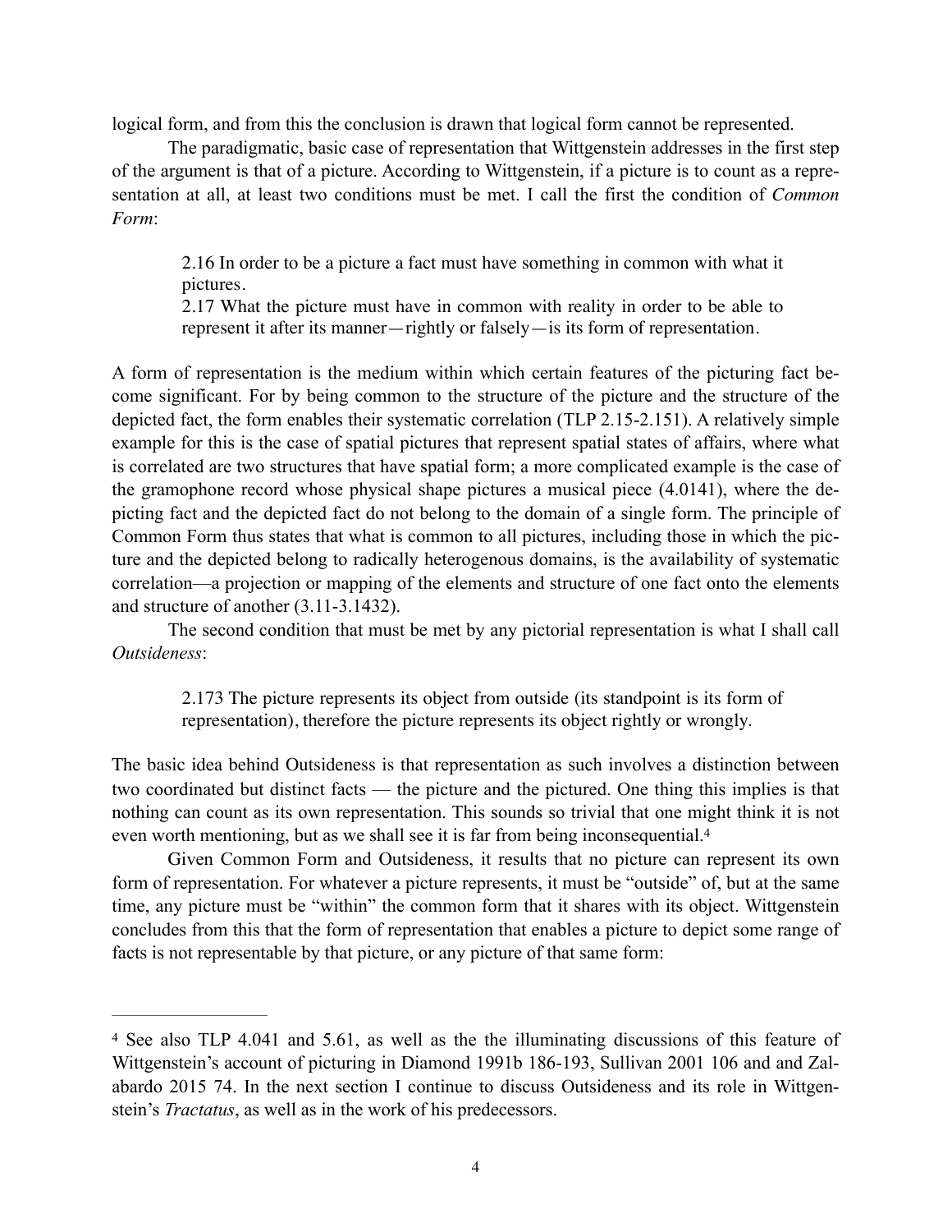logical form, and from this the conclusion is drawn that logical form cannot be represented.

The paradigmatic, basic case of representation that Wittgenstein addresses in the first step of the argument is that of a picture. According to Wittgenstein, if a picture is to count as a representation at all, at least two conditions must be met. I call the first the condition of *Common Form*:

> 2.16 In order to be a picture a fact must have something in common with what it pictures.
> 2.17 What the picture must have in common with reality in order to be able to represent it after its manner—rightly or falsely—is its form of representation.

A form of representation is the medium within which certain features of the picturing fact become significant. For by being common to the structure of the picture and the structure of the depicted fact, the form enables their systematic correlation (TLP 2.15-2.151). A relatively simple example for this is the case of spatial pictures that represent spatial states of affairs, where what is correlated are two structures that have spatial form; a more complicated example is the case of the gramophone record whose physical shape pictures a musical piece (4.0141), where the depicting fact and the depicted fact do not belong to the domain of a single form. The principle of Common Form thus states that what is common to all pictures, including those in which the picture and the depicted belong to radically heterogenous domains, is the availability of systematic correlation—a projection or mapping of the elements and structure of one fact onto the elements and structure of another (3.11-3.1432).

The second condition that must be met by any pictorial representation is what I shall call *Outsideness*:

> 2.173 The picture represents its object from outside (its standpoint is its form of representation), therefore the picture represents its object rightly or wrongly.

The basic idea behind Outsideness is that representation as such involves a distinction between two coordinated but distinct facts — the picture and the pictured. One thing this implies is that nothing can count as its own representation. This sounds so trivial that one might think it is not even worth mentioning, but as we shall see it is far from being inconsequential.[4]

Given Common Form and Outsideness, it results that no picture can represent its own form of representation. For whatever a picture represents, it must be "outside" of, but at the same time, any picture must be "within" the common form that it shares with its object. Wittgenstein concludes from this that the form of representation that enables a picture to depict some range of facts is not representable by that picture, or any picture of that same form:

---

[4] See also TLP 4.041 and 5.61, as well as the the illuminating discussions of this feature of Wittgenstein's account of picturing in Diamond 1991b 186-193, Sullivan 2001 106 and and Zalabardo 2015 74. In the next section I continue to discuss Outsideness and its role in Wittgenstein's *Tractatus*, as well as in the work of his predecessors.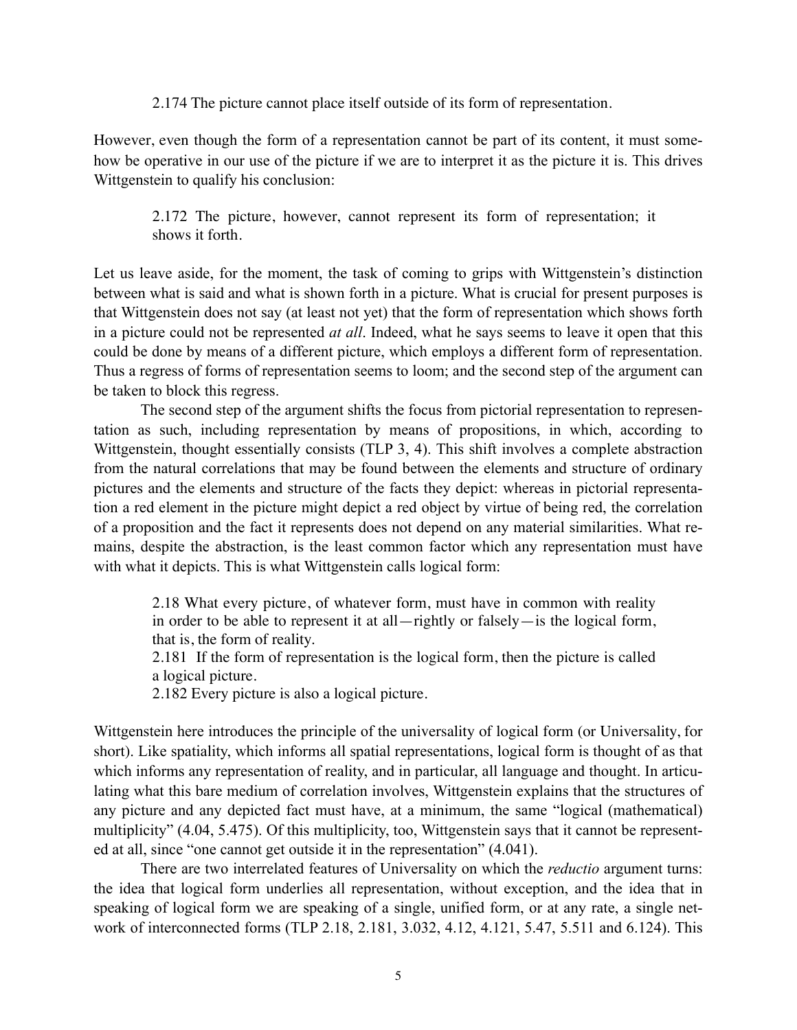> 2.174 The picture cannot place itself outside of its form of representation.

However, even though the form of a representation cannot be part of its content, it must somehow be operative in our use of the picture if we are to interpret it as the picture it is. This drives Wittgenstein to qualify his conclusion:

> 2.172 The picture, however, cannot represent its form of representation; it shows it forth.

Let us leave aside, for the moment, the task of coming to grips with Wittgenstein's distinction between what is said and what is shown forth in a picture. What is crucial for present purposes is that Wittgenstein does not say (at least not yet) that the form of representation which shows forth in a picture could not be represented *at all*. Indeed, what he says seems to leave it open that this could be done by means of a different picture, which employs a different form of representation. Thus a regress of forms of representation seems to loom; and the second step of the argument can be taken to block this regress.

The second step of the argument shifts the focus from pictorial representation to representation as such, including representation by means of propositions, in which, according to Wittgenstein, thought essentially consists (TLP 3, 4). This shift involves a complete abstraction from the natural correlations that may be found between the elements and structure of ordinary pictures and the elements and structure of the facts they depict: whereas in pictorial representation a red element in the picture might depict a red object by virtue of being red, the correlation of a proposition and the fact it represents does not depend on any material similarities. What remains, despite the abstraction, is the least common factor which any representation must have with what it depicts. This is what Wittgenstein calls logical form:

> 2.18 What every picture, of whatever form, must have in common with reality in order to be able to represent it at all—rightly or falsely—is the logical form, that is, the form of reality.
> 2.181 If the form of representation is the logical form, then the picture is called a logical picture.
> 2.182 Every picture is also a logical picture.

Wittgenstein here introduces the principle of the universality of logical form (or Universality, for short). Like spatiality, which informs all spatial representations, logical form is thought of as that which informs any representation of reality, and in particular, all language and thought. In articulating what this bare medium of correlation involves, Wittgenstein explains that the structures of any picture and any depicted fact must have, at a minimum, the same "logical (mathematical) multiplicity" (4.04, 5.475). Of this multiplicity, too, Wittgenstein says that it cannot be represented at all, since "one cannot get outside it in the representation" (4.041).

There are two interrelated features of Universality on which the *reductio* argument turns: the idea that logical form underlies all representation, without exception, and the idea that in speaking of logical form we are speaking of a single, unified form, or at any rate, a single network of interconnected forms (TLP 2.18, 2.181, 3.032, 4.12, 4.121, 5.47, 5.511 and 6.124). This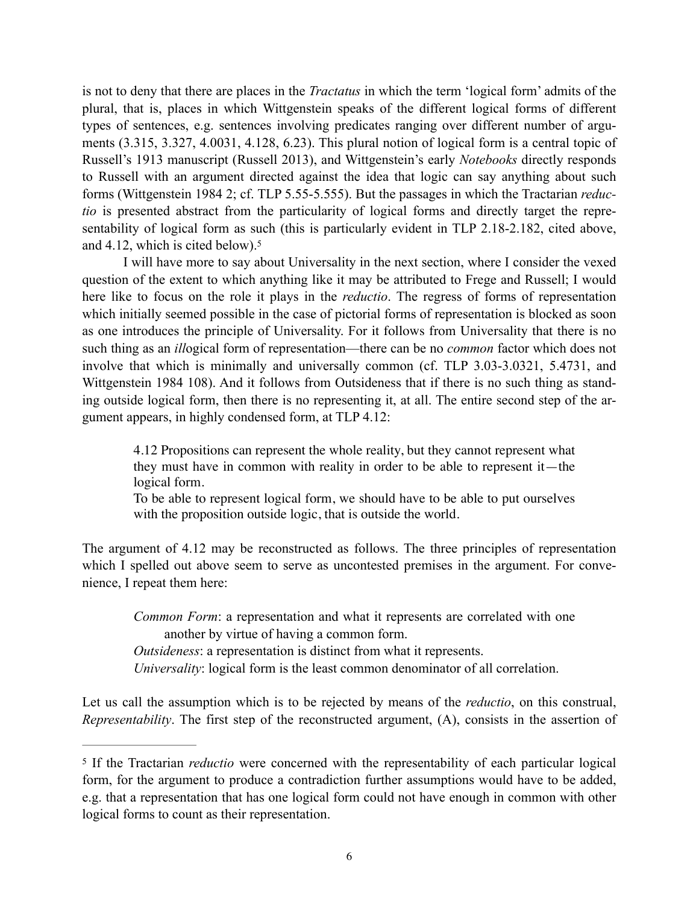is not to deny that there are places in the *Tractatus* in which the term 'logical form' admits of the plural, that is, places in which Wittgenstein speaks of the different logical forms of different types of sentences, e.g. sentences involving predicates ranging over different number of arguments (3.315, 3.327, 4.0031, 4.128, 6.23). This plural notion of logical form is a central topic of Russell's 1913 manuscript (Russell 2013), and Wittgenstein's early *Notebooks* directly responds to Russell with an argument directed against the idea that logic can say anything about such forms (Wittgenstein 1984 2; cf. TLP 5.55-5.555). But the passages in which the Tractarian *reductio* is presented abstract from the particularity of logical forms and directly target the representability of logical form as such (this is particularly evident in TLP 2.18-2.182, cited above, and 4.12, which is cited below).[5]

I will have more to say about Universality in the next section, where I consider the vexed question of the extent to which anything like it may be attributed to Frege and Russell; I would here like to focus on the role it plays in the *reductio*. The regress of forms of representation which initially seemed possible in the case of pictorial forms of representation is blocked as soon as one introduces the principle of Universality. For it follows from Universality that there is no such thing as an *il*logical form of representation—there can be no *common* factor which does not involve that which is minimally and universally common (cf. TLP 3.03-3.0321, 5.4731, and Wittgenstein 1984 108). And it follows from Outsideness that if there is no such thing as standing outside logical form, then there is no representing it, at all. The entire second step of the argument appears, in highly condensed form, at TLP 4.12:

> 4.12 Propositions can represent the whole reality, but they cannot represent what they must have in common with reality in order to be able to represent it—the logical form.
> To be able to represent logical form, we should have to be able to put ourselves with the proposition outside logic, that is outside the world.

The argument of 4.12 may be reconstructed as follows. The three principles of representation which I spelled out above seem to serve as uncontested premises in the argument. For convenience, I repeat them here:

> *Common Form*: a representation and what it represents are correlated with one another by virtue of having a common form.
> *Outsideness*: a representation is distinct from what it represents.
> *Universality*: logical form is the least common denominator of all correlation.

Let us call the assumption which is to be rejected by means of the *reductio*, on this construal, *Representability*. The first step of the reconstructed argument, (A), consists in the assertion of

---

[5] If the Tractarian *reductio* were concerned with the representability of each particular logical form, for the argument to produce a contradiction further assumptions would have to be added, e.g. that a representation that has one logical form could not have enough in common with other logical forms to count as their representation.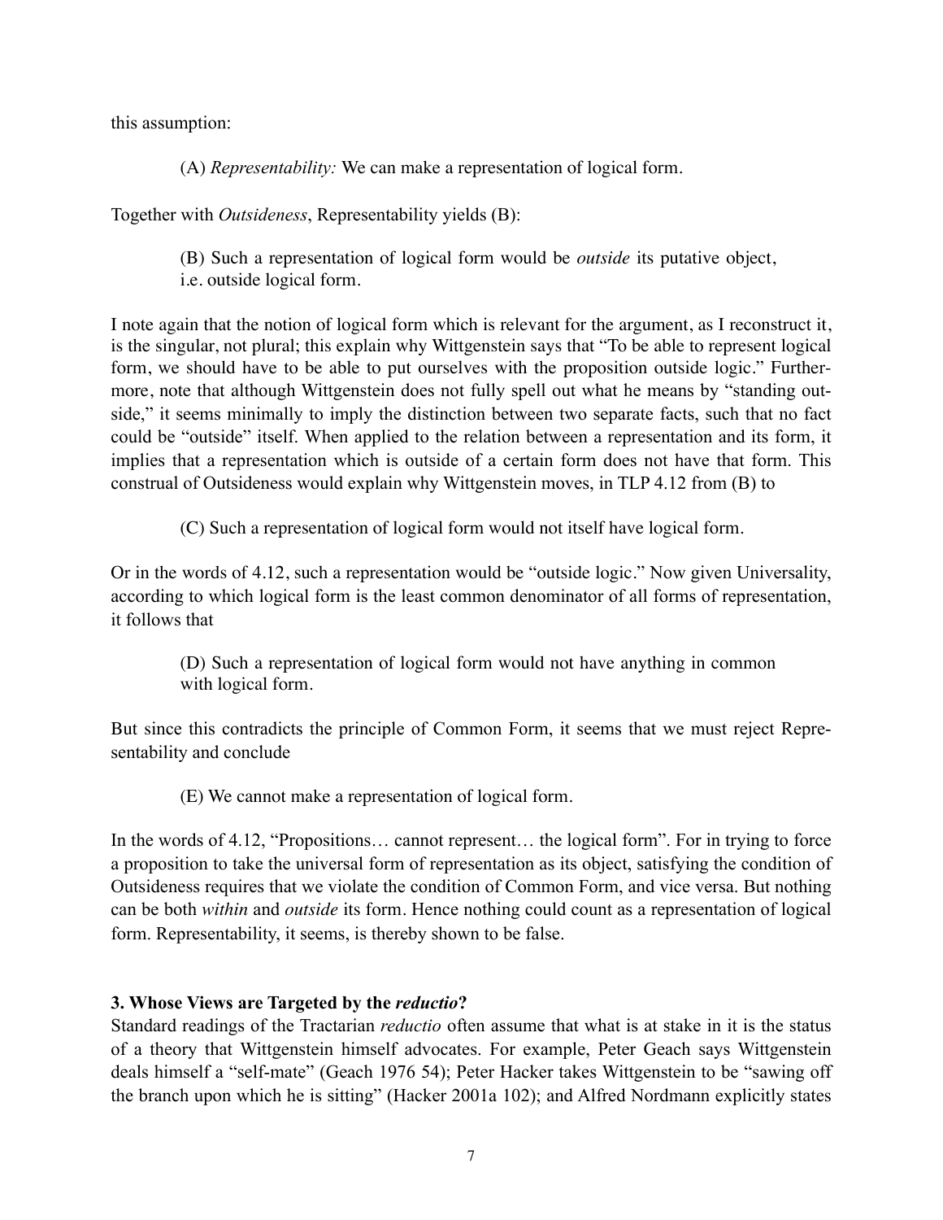this assumption:

> (A) *Representability:* We can make a representation of logical form.

Together with *Outsideness*, Representability yields (B):

> (B) Such a representation of logical form would be *outside* its putative object, i.e. outside logical form.

I note again that the notion of logical form which is relevant for the argument, as I reconstruct it, is the singular, not plural; this explain why Wittgenstein says that "To be able to represent logical form, we should have to be able to put ourselves with the proposition outside logic." Furthermore, note that although Wittgenstein does not fully spell out what he means by "standing outside," it seems minimally to imply the distinction between two separate facts, such that no fact could be "outside" itself. When applied to the relation between a representation and its form, it implies that a representation which is outside of a certain form does not have that form. This construal of Outsideness would explain why Wittgenstein moves, in TLP 4.12 from (B) to

> (C) Such a representation of logical form would not itself have logical form.

Or in the words of 4.12, such a representation would be "outside logic." Now given Universality, according to which logical form is the least common denominator of all forms of representation, it follows that

> (D) Such a representation of logical form would not have anything in common with logical form.

But since this contradicts the principle of Common Form, it seems that we must reject Representability and conclude

> (E) We cannot make a representation of logical form.

In the words of 4.12, "Propositions… cannot represent… the logical form". For in trying to force a proposition to take the universal form of representation as its object, satisfying the condition of Outsideness requires that we violate the condition of Common Form, and vice versa. But nothing can be both *within* and *outside* its form. Hence nothing could count as a representation of logical form. Representability, it seems, is thereby shown to be false.

### 3. Whose Views are Targeted by the *reductio*?

Standard readings of the Tractarian *reductio* often assume that what is at stake in it is the status of a theory that Wittgenstein himself advocates. For example, Peter Geach says Wittgenstein deals himself a "self-mate" (Geach 1976 54); Peter Hacker takes Wittgenstein to be "sawing off the branch upon which he is sitting" (Hacker 2001a 102); and Alfred Nordmann explicitly states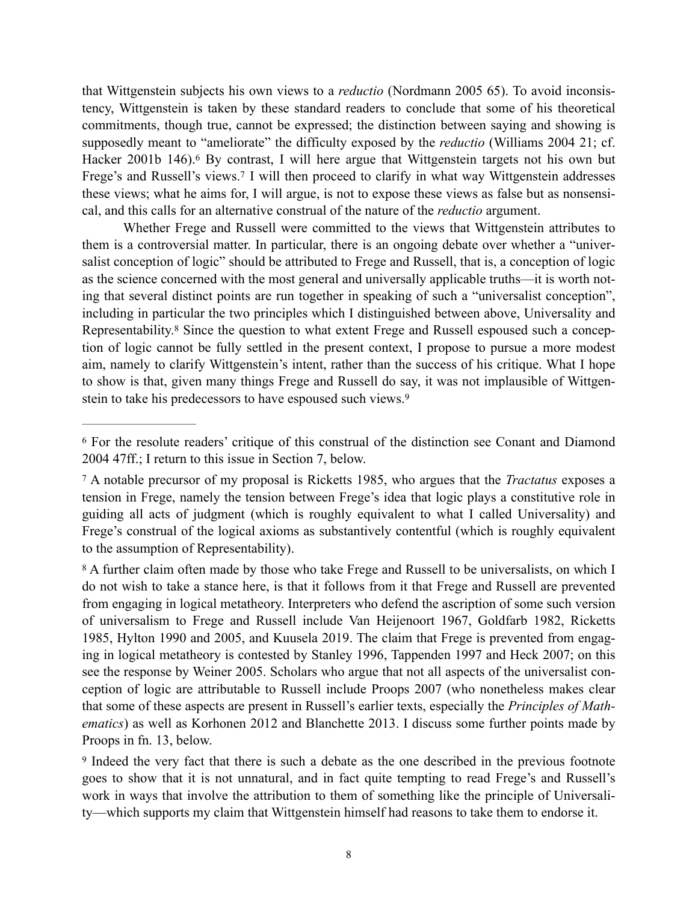that Wittgenstein subjects his own views to a *reductio* (Nordmann 2005 65). To avoid inconsistency, Wittgenstein is taken by these standard readers to conclude that some of his theoretical commitments, though true, cannot be expressed; the distinction between saying and showing is supposedly meant to "ameliorate" the difficulty exposed by the *reductio* (Williams 2004 21; cf. Hacker 2001b 146).[6] By contrast, I will here argue that Wittgenstein targets not his own but Frege's and Russell's views.[7] I will then proceed to clarify in what way Wittgenstein addresses these views; what he aims for, I will argue, is not to expose these views as false but as nonsensical, and this calls for an alternative construal of the nature of the *reductio* argument.

Whether Frege and Russell were committed to the views that Wittgenstein attributes to them is a controversial matter. In particular, there is an ongoing debate over whether a "universalist conception of logic" should be attributed to Frege and Russell, that is, a conception of logic as the science concerned with the most general and universally applicable truths—it is worth noting that several distinct points are run together in speaking of such a "universalist conception", including in particular the two principles which I distinguished between above, Universality and Representability.[8] Since the question to what extent Frege and Russell espoused such a conception of logic cannot be fully settled in the present context, I propose to pursue a more modest aim, namely to clarify Wittgenstein's intent, rather than the success of his critique. What I hope to show is that, given many things Frege and Russell do say, it was not implausible of Wittgenstein to take his predecessors to have espoused such views.[9]

---

[6] For the resolute readers' critique of this construal of the distinction see Conant and Diamond 2004 47ff.; I return to this issue in Section 7, below.

[7] A notable precursor of my proposal is Ricketts 1985, who argues that the *Tractatus* exposes a tension in Frege, namely the tension between Frege's idea that logic plays a constitutive role in guiding all acts of judgment (which is roughly equivalent to what I called Universality) and Frege's construal of the logical axioms as substantively contentful (which is roughly equivalent to the assumption of Representability).

[8] A further claim often made by those who take Frege and Russell to be universalists, on which I do not wish to take a stance here, is that it follows from it that Frege and Russell are prevented from engaging in logical metatheory. Interpreters who defend the ascription of some such version of universalism to Frege and Russell include Van Heijenoort 1967, Goldfarb 1982, Ricketts 1985, Hylton 1990 and 2005, and Kuusela 2019. The claim that Frege is prevented from engaging in logical metatheory is contested by Stanley 1996, Tappenden 1997 and Heck 2007; on this see the response by Weiner 2005. Scholars who argue that not all aspects of the universalist conception of logic are attributable to Russell include Proops 2007 (who nonetheless makes clear that some of these aspects are present in Russell's earlier texts, especially the *Principles of Mathematics*) as well as Korhonen 2012 and Blanchette 2013. I discuss some further points made by Proops in fn. 13, below.

[9] Indeed the very fact that there is such a debate as the one described in the previous footnote goes to show that it is not unnatural, and in fact quite tempting to read Frege's and Russell's work in ways that involve the attribution to them of something like the principle of Universality—which supports my claim that Wittgenstein himself had reasons to take them to endorse it.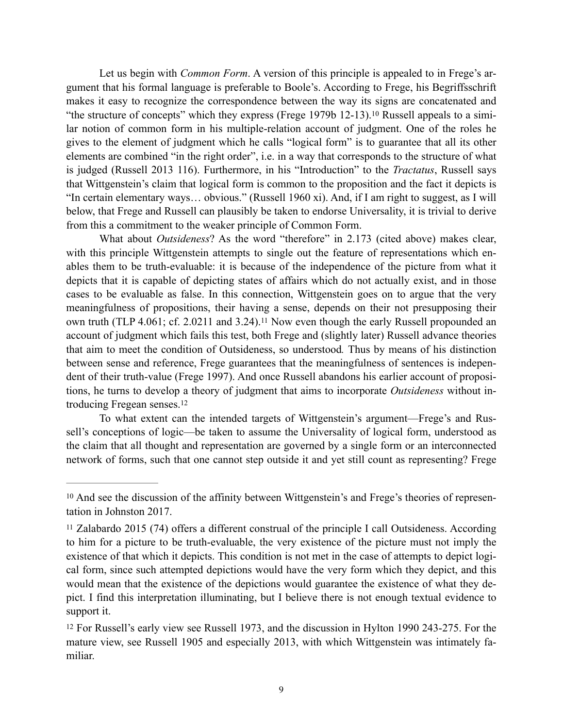Let us begin with *Common Form*. A version of this principle is appealed to in Frege's argument that his formal language is preferable to Boole's. According to Frege, his Begriffsschrift makes it easy to recognize the correspondence between the way its signs are concatenated and "the structure of concepts" which they express (Frege 1979b 12-13).[10] Russell appeals to a similar notion of common form in his multiple-relation account of judgment. One of the roles he gives to the element of judgment which he calls "logical form" is to guarantee that all its other elements are combined "in the right order", i.e. in a way that corresponds to the structure of what is judged (Russell 2013 116). Furthermore, in his "Introduction" to the *Tractatus*, Russell says that Wittgenstein's claim that logical form is common to the proposition and the fact it depicts is "In certain elementary ways… obvious." (Russell 1960 xi). And, if I am right to suggest, as I will below, that Frege and Russell can plausibly be taken to endorse Universality, it is trivial to derive from this a commitment to the weaker principle of Common Form.

What about *Outsideness*? As the word "therefore" in 2.173 (cited above) makes clear, with this principle Wittgenstein attempts to single out the feature of representations which enables them to be truth-evaluable: it is because of the independence of the picture from what it depicts that it is capable of depicting states of affairs which do not actually exist, and in those cases to be evaluable as false. In this connection, Wittgenstein goes on to argue that the very meaningfulness of propositions, their having a sense, depends on their not presupposing their own truth (TLP 4.061; cf. 2.0211 and 3.24).[11] Now even though the early Russell propounded an account of judgment which fails this test, both Frege and (slightly later) Russell advance theories that aim to meet the condition of Outsideness, so understood*.* Thus by means of his distinction between sense and reference, Frege guarantees that the meaningfulness of sentences is independent of their truth-value (Frege 1997). And once Russell abandons his earlier account of propositions, he turns to develop a theory of judgment that aims to incorporate *Outsideness* without introducing Fregean senses.[12]

To what extent can the intended targets of Wittgenstein's argument—Frege's and Russell's conceptions of logic—be taken to assume the Universality of logical form, understood as the claim that all thought and representation are governed by a single form or an interconnected network of forms, such that one cannot step outside it and yet still count as representing? Frege

---

[10] And see the discussion of the affinity between Wittgenstein's and Frege's theories of representation in Johnston 2017.

[11] Zalabardo 2015 (74) offers a different construal of the principle I call Outsideness. According to him for a picture to be truth-evaluable, the very existence of the picture must not imply the existence of that which it depicts. This condition is not met in the case of attempts to depict logical form, since such attempted depictions would have the very form which they depict, and this would mean that the existence of the depictions would guarantee the existence of what they depict. I find this interpretation illuminating, but I believe there is not enough textual evidence to support it.

[12] For Russell's early view see Russell 1973, and the discussion in Hylton 1990 243-275. For the mature view, see Russell 1905 and especially 2013, with which Wittgenstein was intimately familiar.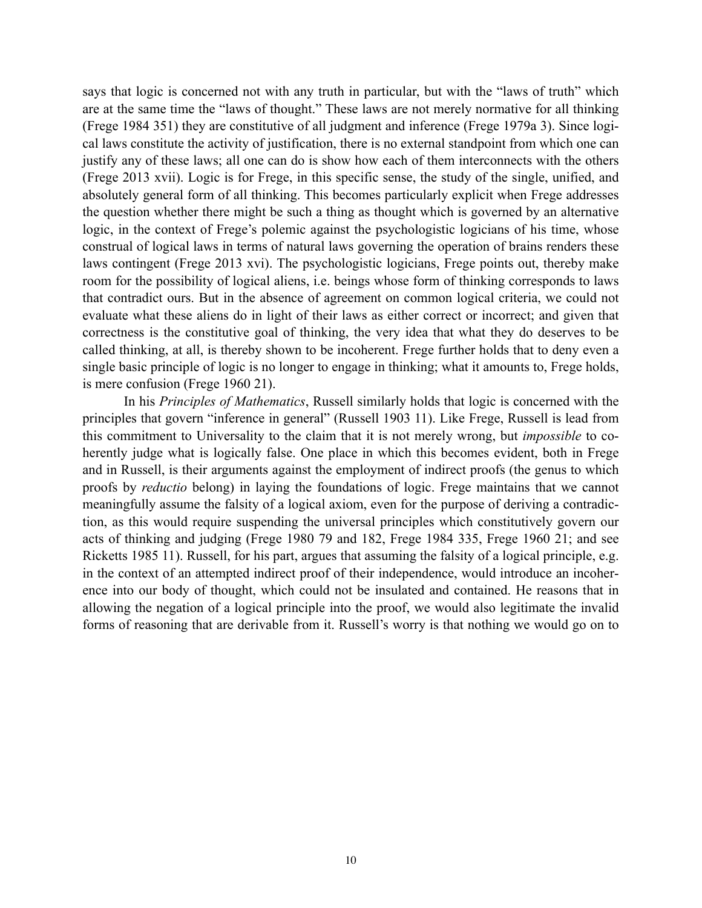says that logic is concerned not with any truth in particular, but with the "laws of truth" which are at the same time the "laws of thought." These laws are not merely normative for all thinking (Frege 1984 351) they are constitutive of all judgment and inference (Frege 1979a 3). Since logical laws constitute the activity of justification, there is no external standpoint from which one can justify any of these laws; all one can do is show how each of them interconnects with the others (Frege 2013 xvii). Logic is for Frege, in this specific sense, the study of the single, unified, and absolutely general form of all thinking. This becomes particularly explicit when Frege addresses the question whether there might be such a thing as thought which is governed by an alternative logic, in the context of Frege's polemic against the psychologistic logicians of his time, whose construal of logical laws in terms of natural laws governing the operation of brains renders these laws contingent (Frege 2013 xvi). The psychologistic logicians, Frege points out, thereby make room for the possibility of logical aliens, i.e. beings whose form of thinking corresponds to laws that contradict ours. But in the absence of agreement on common logical criteria, we could not evaluate what these aliens do in light of their laws as either correct or incorrect; and given that correctness is the constitutive goal of thinking, the very idea that what they do deserves to be called thinking, at all, is thereby shown to be incoherent. Frege further holds that to deny even a single basic principle of logic is no longer to engage in thinking; what it amounts to, Frege holds, is mere confusion (Frege 1960 21).

In his *Principles of Mathematics*, Russell similarly holds that logic is concerned with the principles that govern "inference in general" (Russell 1903 11). Like Frege, Russell is lead from this commitment to Universality to the claim that it is not merely wrong, but *impossible* to coherently judge what is logically false. One place in which this becomes evident, both in Frege and in Russell, is their arguments against the employment of indirect proofs (the genus to which proofs by *reductio* belong) in laying the foundations of logic. Frege maintains that we cannot meaningfully assume the falsity of a logical axiom, even for the purpose of deriving a contradiction, as this would require suspending the universal principles which constitutively govern our acts of thinking and judging (Frege 1980 79 and 182, Frege 1984 335, Frege 1960 21; and see Ricketts 1985 11). Russell, for his part, argues that assuming the falsity of a logical principle, e.g. in the context of an attempted indirect proof of their independence, would introduce an incoherence into our body of thought, which could not be insulated and contained. He reasons that in allowing the negation of a logical principle into the proof, we would also legitimate the invalid forms of reasoning that are derivable from it. Russell's worry is that nothing we would go on to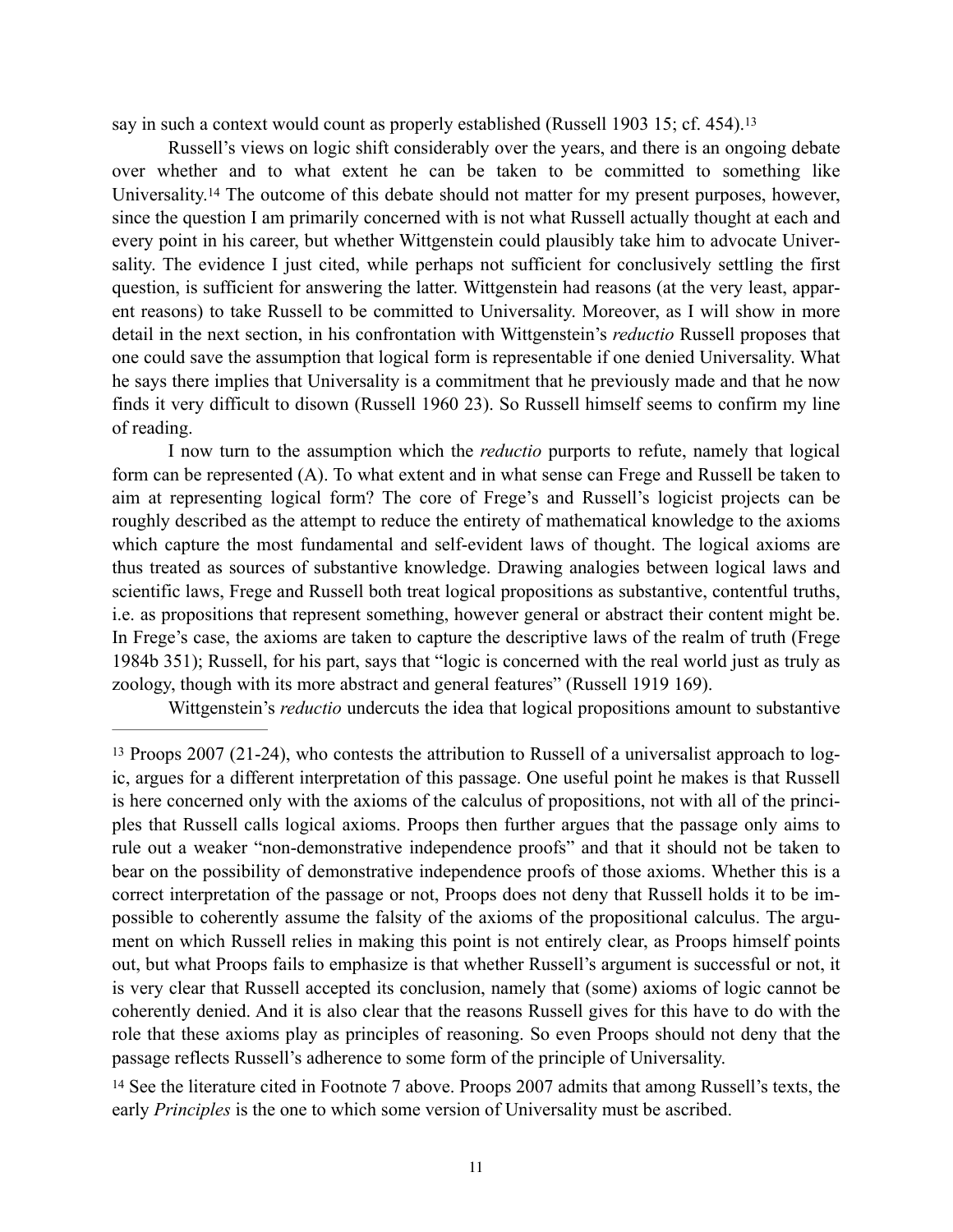say in such a context would count as properly established (Russell 1903 15; cf. 454).[13]

Russell's views on logic shift considerably over the years, and there is an ongoing debate over whether and to what extent he can be taken to be committed to something like Universality.[14] The outcome of this debate should not matter for my present purposes, however, since the question I am primarily concerned with is not what Russell actually thought at each and every point in his career, but whether Wittgenstein could plausibly take him to advocate Universality. The evidence I just cited, while perhaps not sufficient for conclusively settling the first question, is sufficient for answering the latter. Wittgenstein had reasons (at the very least, apparent reasons) to take Russell to be committed to Universality. Moreover, as I will show in more detail in the next section, in his confrontation with Wittgenstein's *reductio* Russell proposes that one could save the assumption that logical form is representable if one denied Universality. What he says there implies that Universality is a commitment that he previously made and that he now finds it very difficult to disown (Russell 1960 23). So Russell himself seems to confirm my line of reading.

I now turn to the assumption which the *reductio* purports to refute, namely that logical form can be represented (A). To what extent and in what sense can Frege and Russell be taken to aim at representing logical form? The core of Frege's and Russell's logicist projects can be roughly described as the attempt to reduce the entirety of mathematical knowledge to the axioms which capture the most fundamental and self-evident laws of thought. The logical axioms are thus treated as sources of substantive knowledge. Drawing analogies between logical laws and scientific laws, Frege and Russell both treat logical propositions as substantive, contentful truths, i.e. as propositions that represent something, however general or abstract their content might be. In Frege's case, the axioms are taken to capture the descriptive laws of the realm of truth (Frege 1984b 351); Russell, for his part, says that "logic is concerned with the real world just as truly as zoology, though with its more abstract and general features" (Russell 1919 169).

Wittgenstein's *reductio* undercuts the idea that logical propositions amount to substantive

---

[13] Proops 2007 (21-24), who contests the attribution to Russell of a universalist approach to logic, argues for a different interpretation of this passage. One useful point he makes is that Russell is here concerned only with the axioms of the calculus of propositions, not with all of the principles that Russell calls logical axioms. Proops then further argues that the passage only aims to rule out a weaker "non-demonstrative independence proofs" and that it should not be taken to bear on the possibility of demonstrative independence proofs of those axioms. Whether this is a correct interpretation of the passage or not, Proops does not deny that Russell holds it to be impossible to coherently assume the falsity of the axioms of the propositional calculus. The argument on which Russell relies in making this point is not entirely clear, as Proops himself points out, but what Proops fails to emphasize is that whether Russell's argument is successful or not, it is very clear that Russell accepted its conclusion, namely that (some) axioms of logic cannot be coherently denied. And it is also clear that the reasons Russell gives for this have to do with the role that these axioms play as principles of reasoning. So even Proops should not deny that the passage reflects Russell's adherence to some form of the principle of Universality.

[14] See the literature cited in Footnote 7 above. Proops 2007 admits that among Russell's texts, the early *Principles* is the one to which some version of Universality must be ascribed.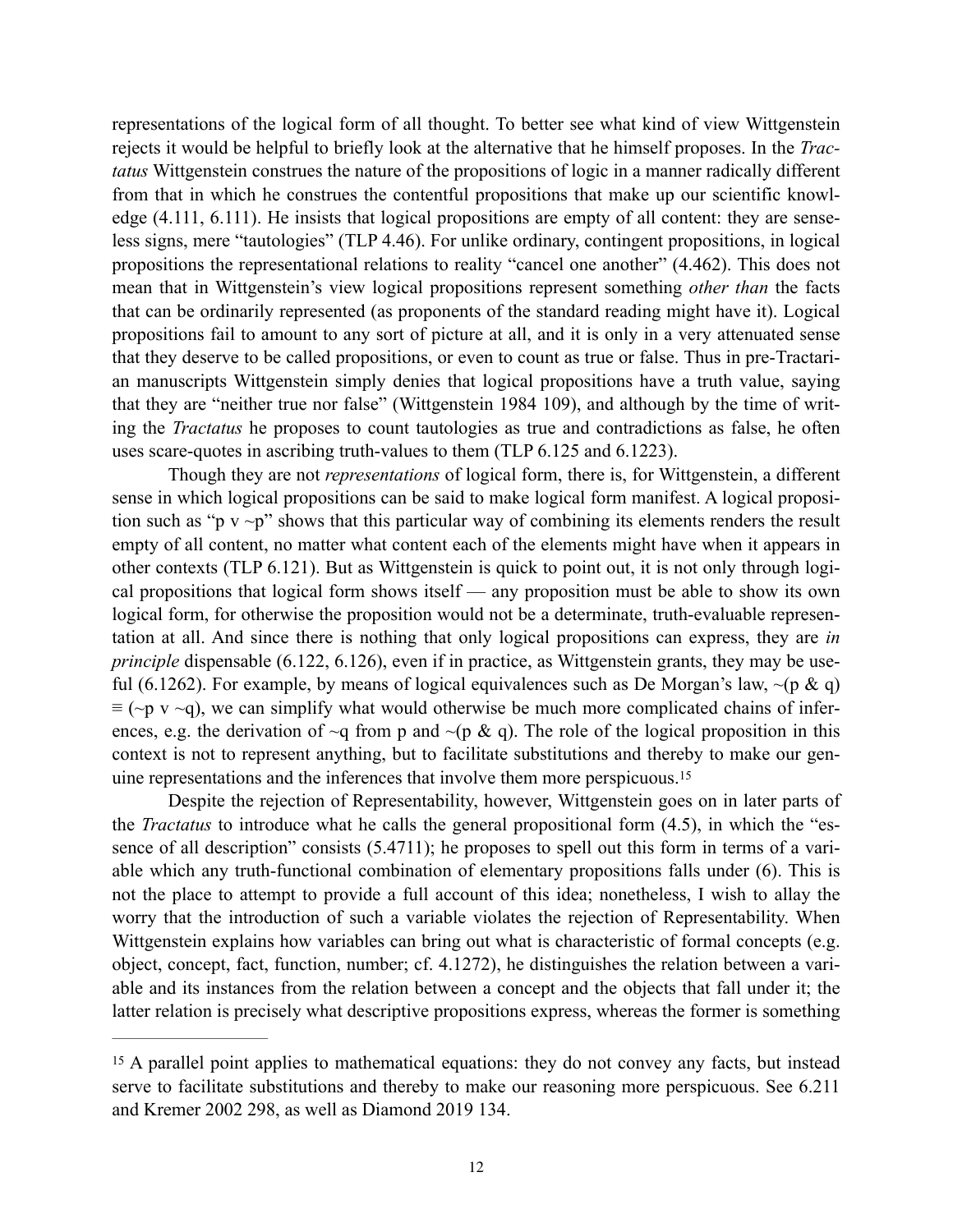representations of the logical form of all thought. To better see what kind of view Wittgenstein rejects it would be helpful to briefly look at the alternative that he himself proposes. In the *Tractatus* Wittgenstein construes the nature of the propositions of logic in a manner radically different from that in which he construes the contentful propositions that make up our scientific knowledge (4.111, 6.111). He insists that logical propositions are empty of all content: they are senseless signs, mere "tautologies" (TLP 4.46). For unlike ordinary, contingent propositions, in logical propositions the representational relations to reality "cancel one another" (4.462). This does not mean that in Wittgenstein's view logical propositions represent something *other than* the facts that can be ordinarily represented (as proponents of the standard reading might have it). Logical propositions fail to amount to any sort of picture at all, and it is only in a very attenuated sense that they deserve to be called propositions, or even to count as true or false. Thus in pre-Tractarian manuscripts Wittgenstein simply denies that logical propositions have a truth value, saying that they are "neither true nor false" (Wittgenstein 1984 109), and although by the time of writing the *Tractatus* he proposes to count tautologies as true and contradictions as false, he often uses scare-quotes in ascribing truth-values to them (TLP 6.125 and 6.1223).

Though they are not *representations* of logical form, there is, for Wittgenstein, a different sense in which logical propositions can be said to make logical form manifest. A logical proposition such as "p v ~p" shows that this particular way of combining its elements renders the result empty of all content, no matter what content each of the elements might have when it appears in other contexts (TLP 6.121). But as Wittgenstein is quick to point out, it is not only through logical propositions that logical form shows itself — any proposition must be able to show its own logical form, for otherwise the proposition would not be a determinate, truth-evaluable representation at all. And since there is nothing that only logical propositions can express, they are *in principle* dispensable (6.122, 6.126), even if in practice, as Wittgenstein grants, they may be useful (6.1262). For example, by means of logical equivalences such as De Morgan's law, ~(p & q) ≡ (~p v ~q), we can simplify what would otherwise be much more complicated chains of inferences, e.g. the derivation of ~q from p and ~(p & q). The role of the logical proposition in this context is not to represent anything, but to facilitate substitutions and thereby to make our genuine representations and the inferences that involve them more perspicuous.[15]

Despite the rejection of Representability, however, Wittgenstein goes on in later parts of the *Tractatus* to introduce what he calls the general propositional form (4.5), in which the "essence of all description" consists (5.4711); he proposes to spell out this form in terms of a variable which any truth-functional combination of elementary propositions falls under (6). This is not the place to attempt to provide a full account of this idea; nonetheless, I wish to allay the worry that the introduction of such a variable violates the rejection of Representability. When Wittgenstein explains how variables can bring out what is characteristic of formal concepts (e.g. object, concept, fact, function, number; cf. 4.1272), he distinguishes the relation between a variable and its instances from the relation between a concept and the objects that fall under it; the latter relation is precisely what descriptive propositions express, whereas the former is something

---

[15] A parallel point applies to mathematical equations: they do not convey any facts, but instead serve to facilitate substitutions and thereby to make our reasoning more perspicuous. See 6.211 and Kremer 2002 298, as well as Diamond 2019 134.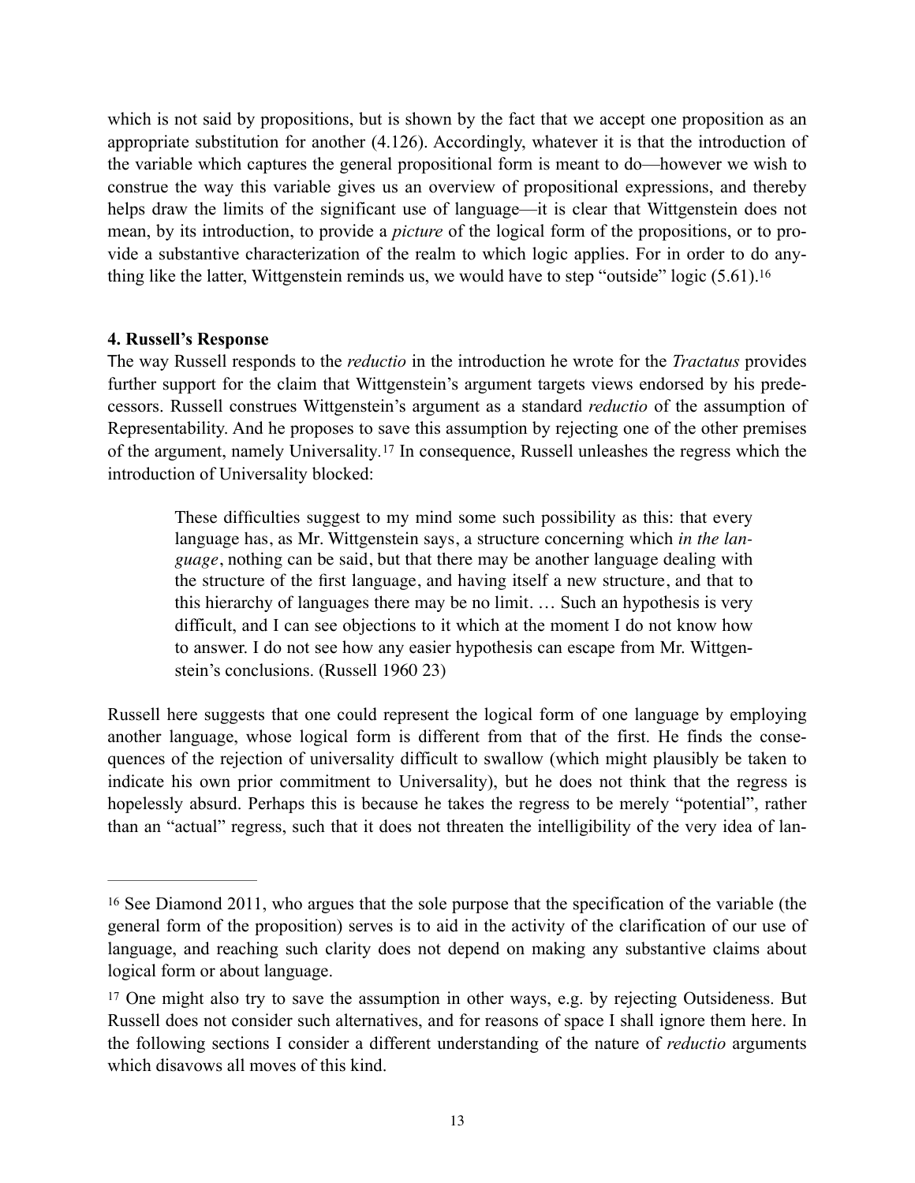which is not said by propositions, but is shown by the fact that we accept one proposition as an appropriate substitution for another (4.126). Accordingly, whatever it is that the introduction of the variable which captures the general propositional form is meant to do—however we wish to construe the way this variable gives us an overview of propositional expressions, and thereby helps draw the limits of the significant use of language—it is clear that Wittgenstein does not mean, by its introduction, to provide a *picture* of the logical form of the propositions, or to provide a substantive characterization of the realm to which logic applies. For in order to do anything like the latter, Wittgenstein reminds us, we would have to step "outside" logic (5.61).[16]

**4. Russell's Response**

The way Russell responds to the *reductio* in the introduction he wrote for the *Tractatus* provides further support for the claim that Wittgenstein's argument targets views endorsed by his predecessors. Russell construes Wittgenstein's argument as a standard *reductio* of the assumption of Representability. And he proposes to save this assumption by rejecting one of the other premises of the argument, namely Universality.[17] In consequence, Russell unleashes the regress which the introduction of Universality blocked:

> These difficulties suggest to my mind some such possibility as this: that every language has, as Mr. Wittgenstein says, a structure concerning which *in the language*, nothing can be said, but that there may be another language dealing with the structure of the first language, and having itself a new structure, and that to this hierarchy of languages there may be no limit. … Such an hypothesis is very difficult, and I can see objections to it which at the moment I do not know how to answer. I do not see how any easier hypothesis can escape from Mr. Wittgenstein's conclusions. (Russell 1960 23)

Russell here suggests that one could represent the logical form of one language by employing another language, whose logical form is different from that of the first. He finds the consequences of the rejection of universality difficult to swallow (which might plausibly be taken to indicate his own prior commitment to Universality), but he does not think that the regress is hopelessly absurd. Perhaps this is because he takes the regress to be merely "potential", rather than an "actual" regress, such that it does not threaten the intelligibility of the very idea of lan-

---

[16] See Diamond 2011, who argues that the sole purpose that the specification of the variable (the general form of the proposition) serves is to aid in the activity of the clarification of our use of language, and reaching such clarity does not depend on making any substantive claims about logical form or about language.

[17] One might also try to save the assumption in other ways, e.g. by rejecting Outsideness. But Russell does not consider such alternatives, and for reasons of space I shall ignore them here. In the following sections I consider a different understanding of the nature of *reductio* arguments which disavows all moves of this kind.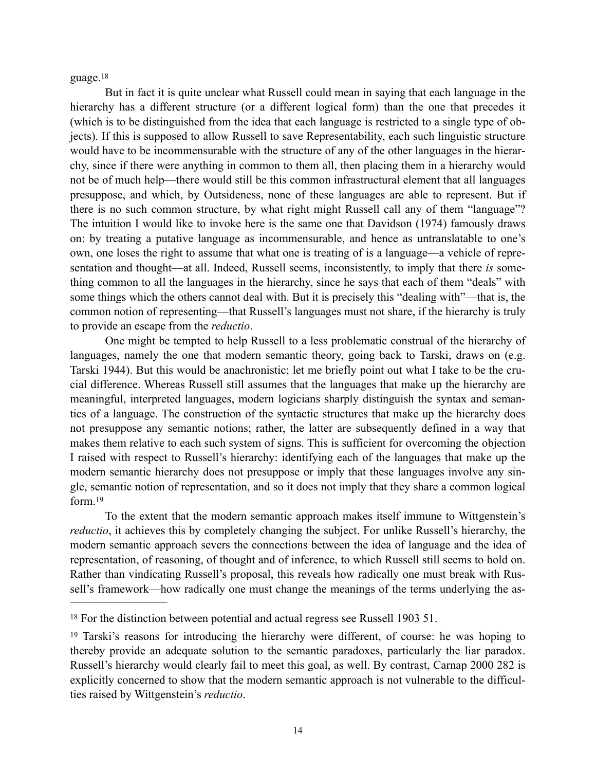guage.[18]

But in fact it is quite unclear what Russell could mean in saying that each language in the hierarchy has a different structure (or a different logical form) than the one that precedes it (which is to be distinguished from the idea that each language is restricted to a single type of objects). If this is supposed to allow Russell to save Representability, each such linguistic structure would have to be incommensurable with the structure of any of the other languages in the hierarchy, since if there were anything in common to them all, then placing them in a hierarchy would not be of much help—there would still be this common infrastructural element that all languages presuppose, and which, by Outsideness, none of these languages are able to represent. But if there is no such common structure, by what right might Russell call any of them "language"? The intuition I would like to invoke here is the same one that Davidson (1974) famously draws on: by treating a putative language as incommensurable, and hence as untranslatable to one's own, one loses the right to assume that what one is treating of is a language—a vehicle of representation and thought—at all. Indeed, Russell seems, inconsistently, to imply that there *is* something common to all the languages in the hierarchy, since he says that each of them "deals" with some things which the others cannot deal with. But it is precisely this "dealing with"—that is, the common notion of representing—that Russell's languages must not share, if the hierarchy is truly to provide an escape from the *reductio*.

One might be tempted to help Russell to a less problematic construal of the hierarchy of languages, namely the one that modern semantic theory, going back to Tarski, draws on (e.g. Tarski 1944). But this would be anachronistic; let me briefly point out what I take to be the crucial difference. Whereas Russell still assumes that the languages that make up the hierarchy are meaningful, interpreted languages, modern logicians sharply distinguish the syntax and semantics of a language. The construction of the syntactic structures that make up the hierarchy does not presuppose any semantic notions; rather, the latter are subsequently defined in a way that makes them relative to each such system of signs. This is sufficient for overcoming the objection I raised with respect to Russell's hierarchy: identifying each of the languages that make up the modern semantic hierarchy does not presuppose or imply that these languages involve any single, semantic notion of representation, and so it does not imply that they share a common logical form.[19]

To the extent that the modern semantic approach makes itself immune to Wittgenstein's *reductio*, it achieves this by completely changing the subject. For unlike Russell's hierarchy, the modern semantic approach severs the connections between the idea of language and the idea of representation, of reasoning, of thought and of inference, to which Russell still seems to hold on. Rather than vindicating Russell's proposal, this reveals how radically one must break with Russell's framework—how radically one must change the meanings of the terms underlying the as-

---

[18] For the distinction between potential and actual regress see Russell 1903 51.

[19] Tarski's reasons for introducing the hierarchy were different, of course: he was hoping to thereby provide an adequate solution to the semantic paradoxes, particularly the liar paradox. Russell's hierarchy would clearly fail to meet this goal, as well. By contrast, Carnap 2000 282 is explicitly concerned to show that the modern semantic approach is not vulnerable to the difficulties raised by Wittgenstein's *reductio*.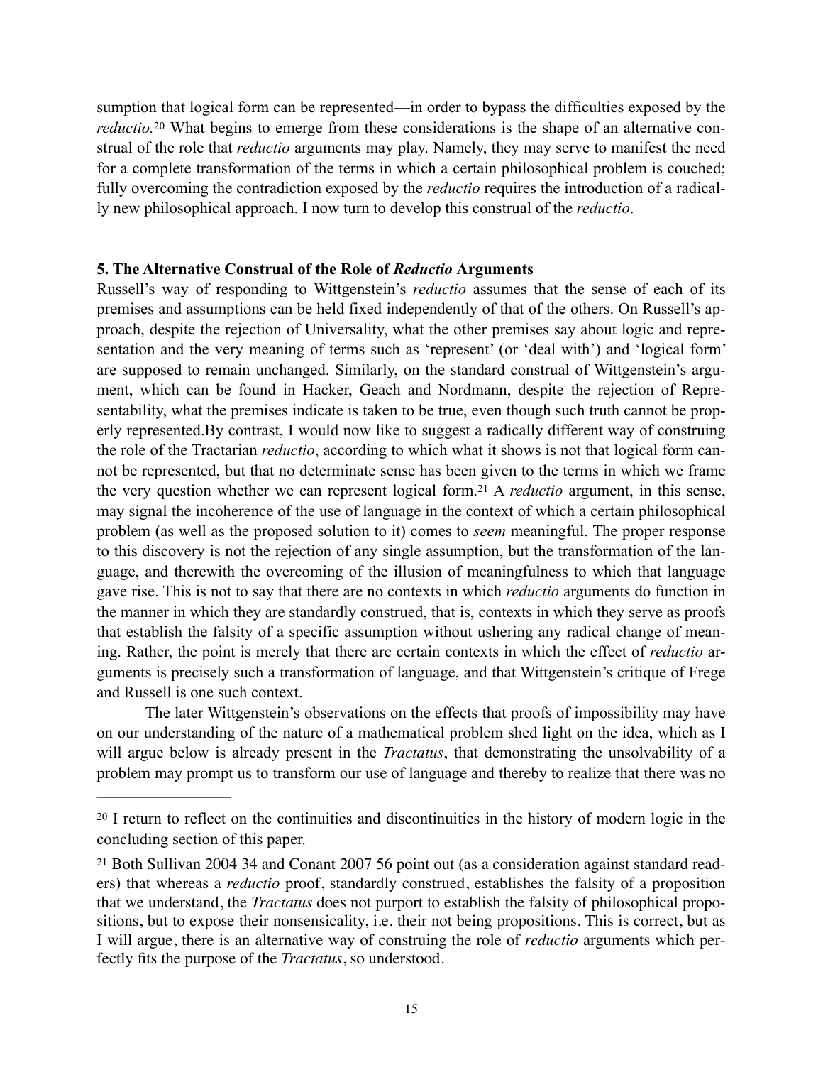sumption that logical form can be represented—in order to bypass the difficulties exposed by the *reductio*.[20] What begins to emerge from these considerations is the shape of an alternative construal of the role that *reductio* arguments may play. Namely, they may serve to manifest the need for a complete transformation of the terms in which a certain philosophical problem is couched; fully overcoming the contradiction exposed by the *reductio* requires the introduction of a radically new philosophical approach. I now turn to develop this construal of the *reductio*.

### 5. The Alternative Construal of the Role of *Reductio* Arguments

Russell's way of responding to Wittgenstein's *reductio* assumes that the sense of each of its premises and assumptions can be held fixed independently of that of the others. On Russell's approach, despite the rejection of Universality, what the other premises say about logic and representation and the very meaning of terms such as 'represent' (or 'deal with') and 'logical form' are supposed to remain unchanged. Similarly, on the standard construal of Wittgenstein's argument, which can be found in Hacker, Geach and Nordmann, despite the rejection of Representability, what the premises indicate is taken to be true, even though such truth cannot be properly represented.By contrast, I would now like to suggest a radically different way of construing the role of the Tractarian *reductio*, according to which what it shows is not that logical form cannot be represented, but that no determinate sense has been given to the terms in which we frame the very question whether we can represent logical form.[21] A *reductio* argument, in this sense, may signal the incoherence of the use of language in the context of which a certain philosophical problem (as well as the proposed solution to it) comes to *seem* meaningful. The proper response to this discovery is not the rejection of any single assumption, but the transformation of the language, and therewith the overcoming of the illusion of meaningfulness to which that language gave rise. This is not to say that there are no contexts in which *reductio* arguments do function in the manner in which they are standardly construed, that is, contexts in which they serve as proofs that establish the falsity of a specific assumption without ushering any radical change of meaning. Rather, the point is merely that there are certain contexts in which the effect of *reductio* arguments is precisely such a transformation of language, and that Wittgenstein's critique of Frege and Russell is one such context.

The later Wittgenstein's observations on the effects that proofs of impossibility may have on our understanding of the nature of a mathematical problem shed light on the idea, which as I will argue below is already present in the *Tractatus*, that demonstrating the unsolvability of a problem may prompt us to transform our use of language and thereby to realize that there was no

---

[20] I return to reflect on the continuities and discontinuities in the history of modern logic in the concluding section of this paper.

[21] Both Sullivan 2004 34 and Conant 2007 56 point out (as a consideration against standard readers) that whereas a *reductio* proof, standardly construed, establishes the falsity of a proposition that we understand, the *Tractatus* does not purport to establish the falsity of philosophical propositions, but to expose their nonsensicality, i.e. their not being propositions. This is correct, but as I will argue, there is an alternative way of construing the role of *reductio* arguments which perfectly fits the purpose of the *Tractatus*, so understood.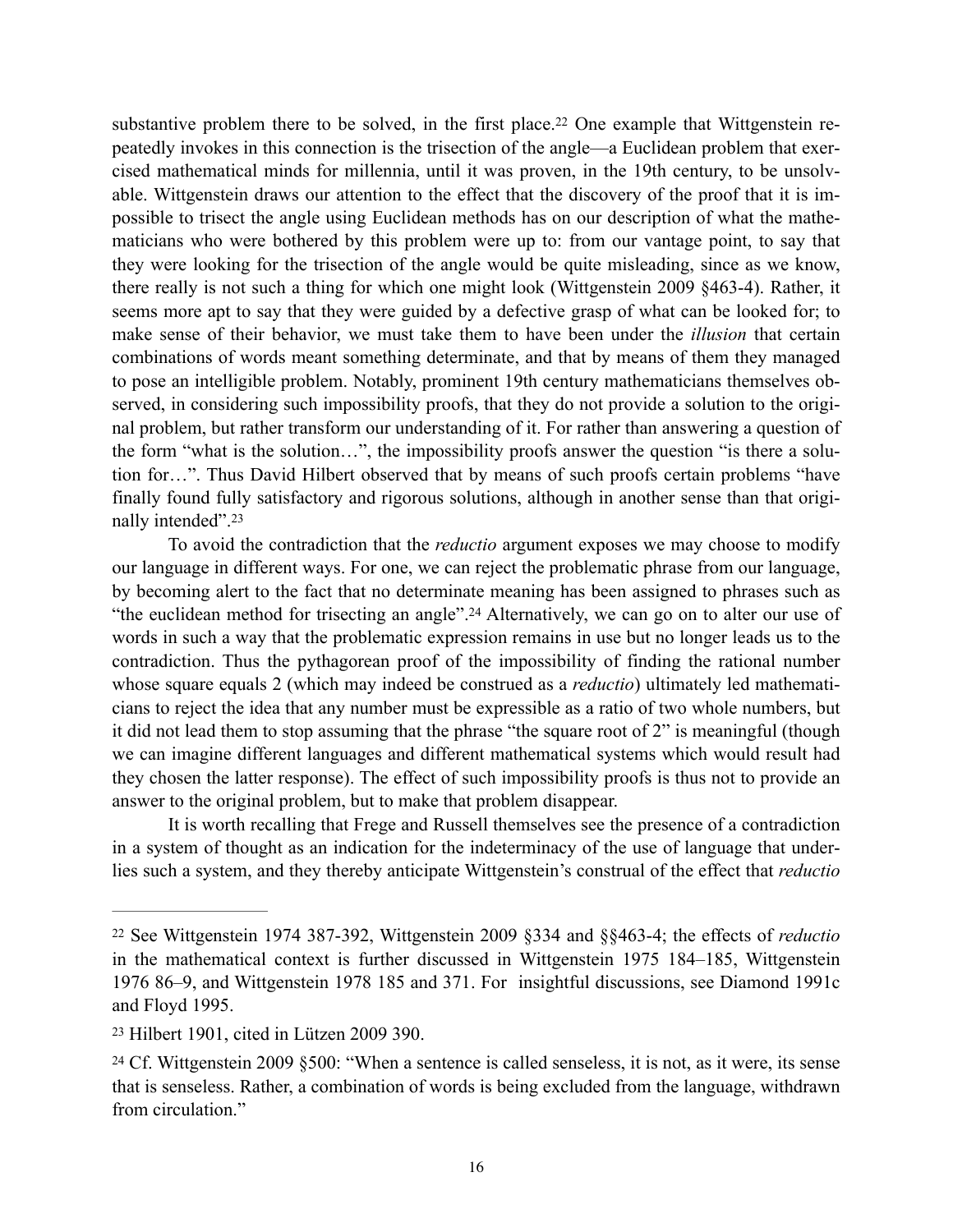substantive problem there to be solved, in the first place.[22] One example that Wittgenstein repeatedly invokes in this connection is the trisection of the angle—a Euclidean problem that exercised mathematical minds for millennia, until it was proven, in the 19th century, to be unsolvable. Wittgenstein draws our attention to the effect that the discovery of the proof that it is impossible to trisect the angle using Euclidean methods has on our description of what the mathematicians who were bothered by this problem were up to: from our vantage point, to say that they were looking for the trisection of the angle would be quite misleading, since as we know, there really is not such a thing for which one might look (Wittgenstein 2009 §463-4). Rather, it seems more apt to say that they were guided by a defective grasp of what can be looked for; to make sense of their behavior, we must take them to have been under the *illusion* that certain combinations of words meant something determinate, and that by means of them they managed to pose an intelligible problem. Notably, prominent 19th century mathematicians themselves observed, in considering such impossibility proofs, that they do not provide a solution to the original problem, but rather transform our understanding of it. For rather than answering a question of the form "what is the solution…", the impossibility proofs answer the question "is there a solution for…". Thus David Hilbert observed that by means of such proofs certain problems "have finally found fully satisfactory and rigorous solutions, although in another sense than that originally intended".[23]

To avoid the contradiction that the *reductio* argument exposes we may choose to modify our language in different ways. For one, we can reject the problematic phrase from our language, by becoming alert to the fact that no determinate meaning has been assigned to phrases such as "the euclidean method for trisecting an angle".[24] Alternatively, we can go on to alter our use of words in such a way that the problematic expression remains in use but no longer leads us to the contradiction. Thus the pythagorean proof of the impossibility of finding the rational number whose square equals 2 (which may indeed be construed as a *reductio*) ultimately led mathematicians to reject the idea that any number must be expressible as a ratio of two whole numbers, but it did not lead them to stop assuming that the phrase "the square root of 2" is meaningful (though we can imagine different languages and different mathematical systems which would result had they chosen the latter response). The effect of such impossibility proofs is thus not to provide an answer to the original problem, but to make that problem disappear.

It is worth recalling that Frege and Russell themselves see the presence of a contradiction in a system of thought as an indication for the indeterminacy of the use of language that underlies such a system, and they thereby anticipate Wittgenstein's construal of the effect that *reductio*

---

[22] See Wittgenstein 1974 387-392, Wittgenstein 2009 §334 and §§463-4; the effects of *reductio* in the mathematical context is further discussed in Wittgenstein 1975 184–185, Wittgenstein 1976 86–9, and Wittgenstein 1978 185 and 371. For insightful discussions, see Diamond 1991c and Floyd 1995.

[23] Hilbert 1901, cited in Lützen 2009 390.

[24] Cf. Wittgenstein 2009 §500: "When a sentence is called senseless, it is not, as it were, its sense that is senseless. Rather, a combination of words is being excluded from the language, withdrawn from circulation."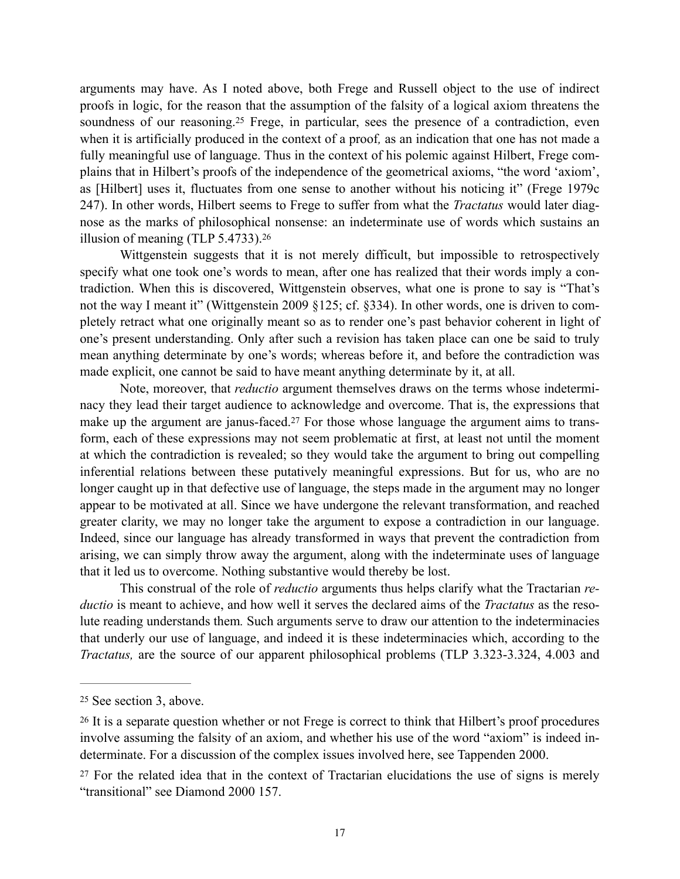arguments may have. As I noted above, both Frege and Russell object to the use of indirect proofs in logic, for the reason that the assumption of the falsity of a logical axiom threatens the soundness of our reasoning.[25] Frege, in particular, sees the presence of a contradiction, even when it is artificially produced in the context of a proof*,* as an indication that one has not made a fully meaningful use of language. Thus in the context of his polemic against Hilbert, Frege complains that in Hilbert's proofs of the independence of the geometrical axioms, "the word 'axiom', as [Hilbert] uses it, fluctuates from one sense to another without his noticing it" (Frege 1979c 247). In other words, Hilbert seems to Frege to suffer from what the *Tractatus* would later diagnose as the marks of philosophical nonsense: an indeterminate use of words which sustains an illusion of meaning (TLP 5.4733).[26]

Wittgenstein suggests that it is not merely difficult, but impossible to retrospectively specify what one took one's words to mean, after one has realized that their words imply a contradiction. When this is discovered, Wittgenstein observes, what one is prone to say is "That's not the way I meant it" (Wittgenstein 2009 §125; cf. §334). In other words, one is driven to completely retract what one originally meant so as to render one's past behavior coherent in light of one's present understanding. Only after such a revision has taken place can one be said to truly mean anything determinate by one's words; whereas before it, and before the contradiction was made explicit, one cannot be said to have meant anything determinate by it, at all.

Note, moreover, that *reductio* argument themselves draws on the terms whose indeterminacy they lead their target audience to acknowledge and overcome. That is, the expressions that make up the argument are janus-faced.[27] For those whose language the argument aims to transform, each of these expressions may not seem problematic at first, at least not until the moment at which the contradiction is revealed; so they would take the argument to bring out compelling inferential relations between these putatively meaningful expressions. But for us, who are no longer caught up in that defective use of language, the steps made in the argument may no longer appear to be motivated at all. Since we have undergone the relevant transformation, and reached greater clarity, we may no longer take the argument to expose a contradiction in our language. Indeed, since our language has already transformed in ways that prevent the contradiction from arising, we can simply throw away the argument, along with the indeterminate uses of language that it led us to overcome. Nothing substantive would thereby be lost.

This construal of the role of *reductio* arguments thus helps clarify what the Tractarian *reductio* is meant to achieve, and how well it serves the declared aims of the *Tractatus* as the resolute reading understands them*.* Such arguments serve to draw our attention to the indeterminacies that underly our use of language, and indeed it is these indeterminacies which, according to the *Tractatus,* are the source of our apparent philosophical problems (TLP 3.323-3.324, 4.003 and

---

[25] See section 3, above.

[26] It is a separate question whether or not Frege is correct to think that Hilbert's proof procedures involve assuming the falsity of an axiom, and whether his use of the word "axiom" is indeed indeterminate. For a discussion of the complex issues involved here, see Tappenden 2000.

[27] For the related idea that in the context of Tractarian elucidations the use of signs is merely "transitional" see Diamond 2000 157.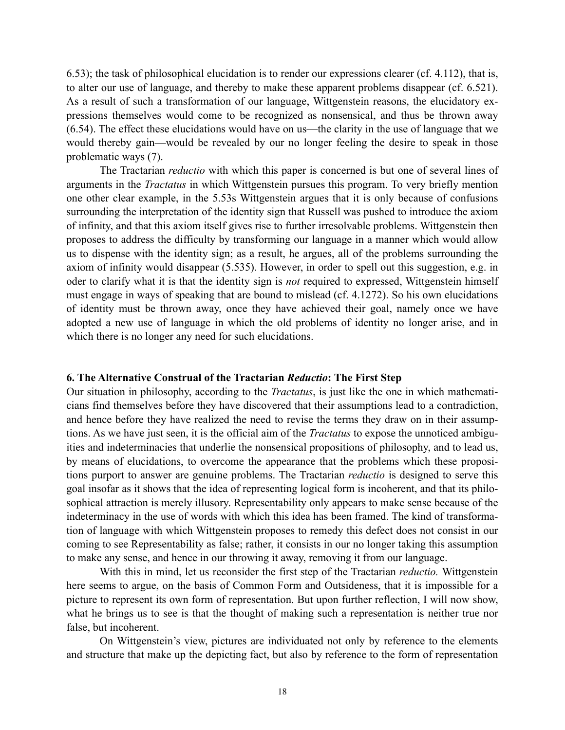6.53); the task of philosophical elucidation is to render our expressions clearer (cf. 4.112), that is, to alter our use of language, and thereby to make these apparent problems disappear (cf. 6.521). As a result of such a transformation of our language, Wittgenstein reasons, the elucidatory expressions themselves would come to be recognized as nonsensical, and thus be thrown away (6.54). The effect these elucidations would have on us—the clarity in the use of language that we would thereby gain—would be revealed by our no longer feeling the desire to speak in those problematic ways (7).

The Tractarian *reductio* with which this paper is concerned is but one of several lines of arguments in the *Tractatus* in which Wittgenstein pursues this program. To very briefly mention one other clear example, in the 5.53s Wittgenstein argues that it is only because of confusions surrounding the interpretation of the identity sign that Russell was pushed to introduce the axiom of infinity, and that this axiom itself gives rise to further irresolvable problems. Wittgenstein then proposes to address the difficulty by transforming our language in a manner which would allow us to dispense with the identity sign; as a result, he argues, all of the problems surrounding the axiom of infinity would disappear (5.535). However, in order to spell out this suggestion, e.g. in oder to clarify what it is that the identity sign is *not* required to expressed, Wittgenstein himself must engage in ways of speaking that are bound to mislead (cf. 4.1272). So his own elucidations of identity must be thrown away, once they have achieved their goal, namely once we have adopted a new use of language in which the old problems of identity no longer arise, and in which there is no longer any need for such elucidations.

### 6. The Alternative Construal of the Tractarian *Reductio*: The First Step

Our situation in philosophy, according to the *Tractatus*, is just like the one in which mathematicians find themselves before they have discovered that their assumptions lead to a contradiction, and hence before they have realized the need to revise the terms they draw on in their assumptions. As we have just seen, it is the official aim of the *Tractatus* to expose the unnoticed ambiguities and indeterminacies that underlie the nonsensical propositions of philosophy, and to lead us, by means of elucidations, to overcome the appearance that the problems which these propositions purport to answer are genuine problems. The Tractarian *reductio* is designed to serve this goal insofar as it shows that the idea of representing logical form is incoherent, and that its philosophical attraction is merely illusory. Representability only appears to make sense because of the indeterminacy in the use of words with which this idea has been framed. The kind of transformation of language with which Wittgenstein proposes to remedy this defect does not consist in our coming to see Representability as false; rather, it consists in our no longer taking this assumption to make any sense, and hence in our throwing it away, removing it from our language.

With this in mind, let us reconsider the first step of the Tractarian *reductio.* Wittgenstein here seems to argue, on the basis of Common Form and Outsideness, that it is impossible for a picture to represent its own form of representation. But upon further reflection, I will now show, what he brings us to see is that the thought of making such a representation is neither true nor false, but incoherent.

On Wittgenstein's view, pictures are individuated not only by reference to the elements and structure that make up the depicting fact, but also by reference to the form of representation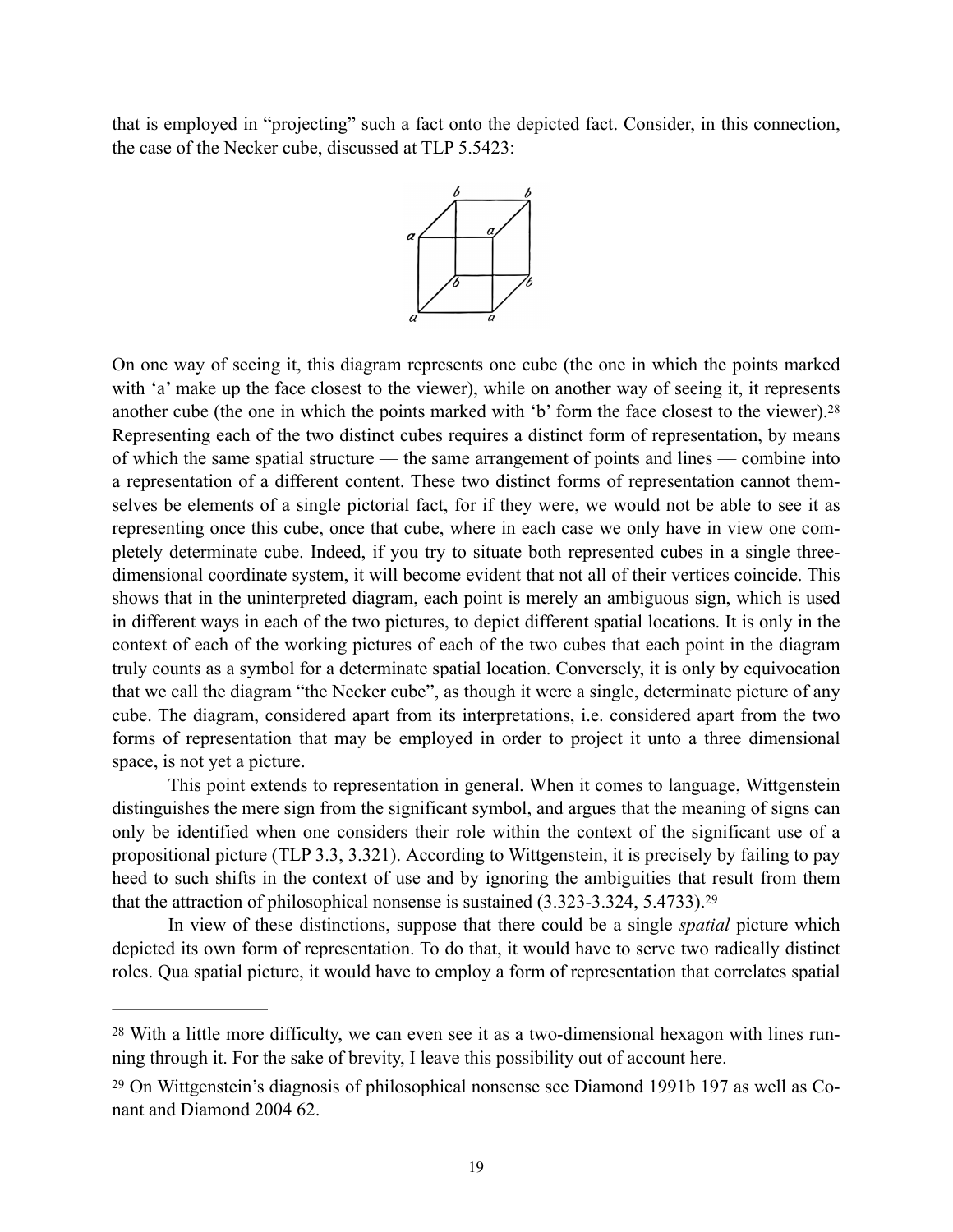that is employed in "projecting" such a fact onto the depicted fact. Consider, in this connection, the case of the Necker cube, discussed at TLP 5.5423:

On one way of seeing it, this diagram represents one cube (the one in which the points marked with 'a' make up the face closest to the viewer), while on another way of seeing it, it represents another cube (the one in which the points marked with 'b' form the face closest to the viewer).[28] Representing each of the two distinct cubes requires a distinct form of representation, by means of which the same spatial structure — the same arrangement of points and lines — combine into a representation of a different content. These two distinct forms of representation cannot themselves be elements of a single pictorial fact, for if they were, we would not be able to see it as representing once this cube, once that cube, where in each case we only have in view one completely determinate cube. Indeed, if you try to situate both represented cubes in a single three-dimensional coordinate system, it will become evident that not all of their vertices coincide. This shows that in the uninterpreted diagram, each point is merely an ambiguous sign, which is used in different ways in each of the two pictures, to depict different spatial locations. It is only in the context of each of the working pictures of each of the two cubes that each point in the diagram truly counts as a symbol for a determinate spatial location. Conversely, it is only by equivocation that we call the diagram "the Necker cube", as though it were a single, determinate picture of any cube. The diagram, considered apart from its interpretations, i.e. considered apart from the two forms of representation that may be employed in order to project it unto a three dimensional space, is not yet a picture.

This point extends to representation in general. When it comes to language, Wittgenstein distinguishes the mere sign from the significant symbol, and argues that the meaning of signs can only be identified when one considers their role within the context of the significant use of a propositional picture (TLP 3.3, 3.321). According to Wittgenstein, it is precisely by failing to pay heed to such shifts in the context of use and by ignoring the ambiguities that result from them that the attraction of philosophical nonsense is sustained (3.323-3.324, 5.4733).[29]

In view of these distinctions, suppose that there could be a single *spatial* picture which depicted its own form of representation. To do that, it would have to serve two radically distinct roles. Qua spatial picture, it would have to employ a form of representation that correlates spatial

---

[28] With a little more difficulty, we can even see it as a two-dimensional hexagon with lines running through it. For the sake of brevity, I leave this possibility out of account here.

[29] On Wittgenstein's diagnosis of philosophical nonsense see Diamond 1991b 197 as well as Conant and Diamond 2004 62.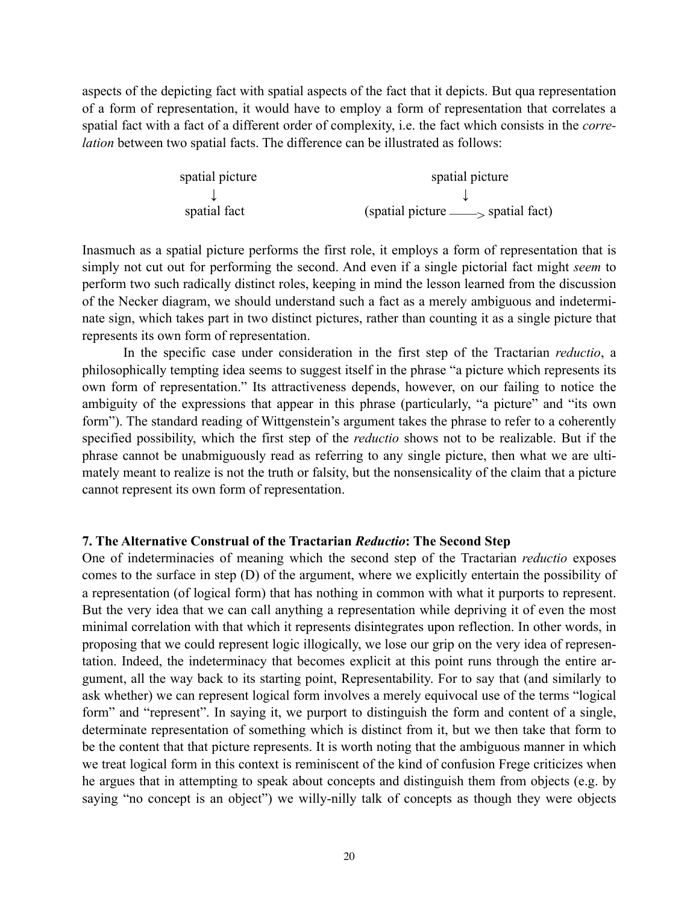aspects of the depicting fact with spatial aspects of the fact that it depicts. But qua representation of a form of representation, it would have to employ a form of representation that correlates a spatial fact with a fact of a different order of complexity, i.e. the fact which consists in the *correlation* between two spatial facts. The difference can be illustrated as follows:

```
spatial picture                    spatial picture
      ↓                                  ↓
 spatial fact              (spatial picture ——> spatial fact)
```

Inasmuch as a spatial picture performs the first role, it employs a form of representation that is simply not cut out for performing the second. And even if a single pictorial fact might *seem* to perform two such radically distinct roles, keeping in mind the lesson learned from the discussion of the Necker diagram, we should understand such a fact as a merely ambiguous and indeterminate sign, which takes part in two distinct pictures, rather than counting it as a single picture that represents its own form of representation.

In the specific case under consideration in the first step of the Tractarian *reductio*, a philosophically tempting idea seems to suggest itself in the phrase "a picture which represents its own form of representation." Its attractiveness depends, however, on our failing to notice the ambiguity of the expressions that appear in this phrase (particularly, "a picture" and "its own form"). The standard reading of Wittgenstein's argument takes the phrase to refer to a coherently specified possibility, which the first step of the *reductio* shows not to be realizable. But if the phrase cannot be unabmiguously read as referring to any single picture, then what we are ultimately meant to realize is not the truth or falsity, but the nonsensicality of the claim that a picture cannot represent its own form of representation.

### 7. The Alternative Construal of the Tractarian *Reductio*: The Second Step

One of indeterminacies of meaning which the second step of the Tractarian *reductio* exposes comes to the surface in step (D) of the argument, where we explicitly entertain the possibility of a representation (of logical form) that has nothing in common with what it purports to represent. But the very idea that we can call anything a representation while depriving it of even the most minimal correlation with that which it represents disintegrates upon reflection. In other words, in proposing that we could represent logic illogically, we lose our grip on the very idea of representation. Indeed, the indeterminacy that becomes explicit at this point runs through the entire argument, all the way back to its starting point, Representability. For to say that (and similarly to ask whether) we can represent logical form involves a merely equivocal use of the terms "logical form" and "represent". In saying it, we purport to distinguish the form and content of a single, determinate representation of something which is distinct from it, but we then take that form to be the content that that picture represents. It is worth noting that the ambiguous manner in which we treat logical form in this context is reminiscent of the kind of confusion Frege criticizes when he argues that in attempting to speak about concepts and distinguish them from objects (e.g. by saying "no concept is an object") we willy-nilly talk of concepts as though they were objects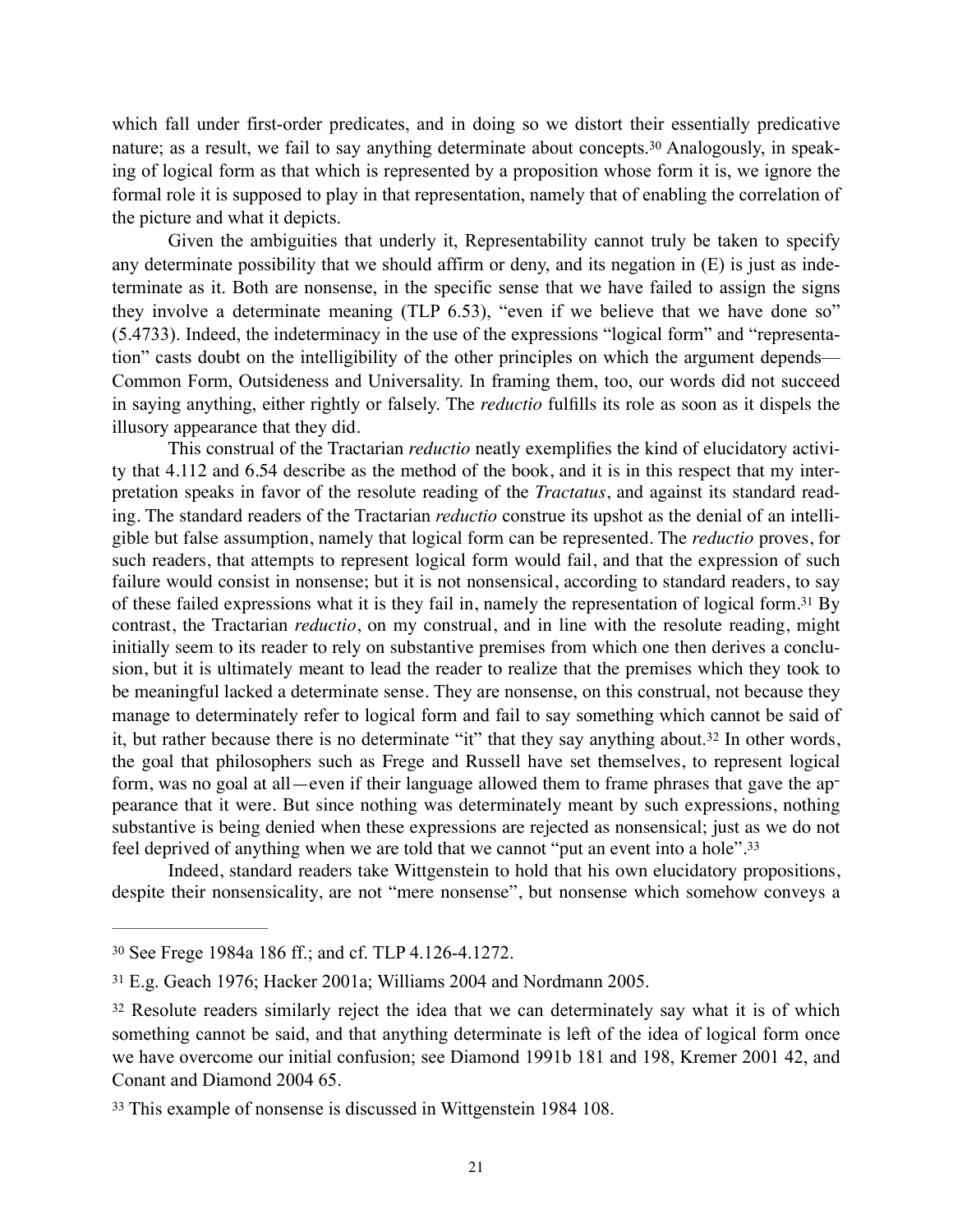which fall under first-order predicates, and in doing so we distort their essentially predicative nature; as a result, we fail to say anything determinate about concepts.[30] Analogously, in speaking of logical form as that which is represented by a proposition whose form it is, we ignore the formal role it is supposed to play in that representation, namely that of enabling the correlation of the picture and what it depicts.

Given the ambiguities that underly it, Representability cannot truly be taken to specify any determinate possibility that we should affirm or deny, and its negation in (E) is just as indeterminate as it. Both are nonsense, in the specific sense that we have failed to assign the signs they involve a determinate meaning (TLP 6.53), "even if we believe that we have done so" (5.4733). Indeed, the indeterminacy in the use of the expressions "logical form" and "representation" casts doubt on the intelligibility of the other principles on which the argument depends—Common Form, Outsideness and Universality. In framing them, too, our words did not succeed in saying anything, either rightly or falsely. The *reductio* fulfills its role as soon as it dispels the illusory appearance that they did.

This construal of the Tractarian *reductio* neatly exemplifies the kind of elucidatory activity that 4.112 and 6.54 describe as the method of the book, and it is in this respect that my interpretation speaks in favor of the resolute reading of the *Tractatus*, and against its standard reading. The standard readers of the Tractarian *reductio* construe its upshot as the denial of an intelligible but false assumption, namely that logical form can be represented. The *reductio* proves, for such readers, that attempts to represent logical form would fail, and that the expression of such failure would consist in nonsense; but it is not nonsensical, according to standard readers, to say of these failed expressions what it is they fail in, namely the representation of logical form.[31] By contrast, the Tractarian *reductio*, on my construal, and in line with the resolute reading, might initially seem to its reader to rely on substantive premises from which one then derives a conclusion, but it is ultimately meant to lead the reader to realize that the premises which they took to be meaningful lacked a determinate sense. They are nonsense, on this construal, not because they manage to determinately refer to logical form and fail to say something which cannot be said of it, but rather because there is no determinate "it" that they say anything about.[32] In other words, the goal that philosophers such as Frege and Russell have set themselves, to represent logical form, was no goal at all—even if their language allowed them to frame phrases that gave the appearance that it were. But since nothing was determinately meant by such expressions, nothing substantive is being denied when these expressions are rejected as nonsensical; just as we do not feel deprived of anything when we are told that we cannot "put an event into a hole".[33]

Indeed, standard readers take Wittgenstein to hold that his own elucidatory propositions, despite their nonsensicality, are not "mere nonsense", but nonsense which somehow conveys a

---

[30] See Frege 1984a 186 ff.; and cf. TLP 4.126-4.1272.

[31] E.g. Geach 1976; Hacker 2001a; Williams 2004 and Nordmann 2005.

[32] Resolute readers similarly reject the idea that we can determinately say what it is of which something cannot be said, and that anything determinate is left of the idea of logical form once we have overcome our initial confusion; see Diamond 1991b 181 and 198, Kremer 2001 42, and Conant and Diamond 2004 65.

[33] This example of nonsense is discussed in Wittgenstein 1984 108.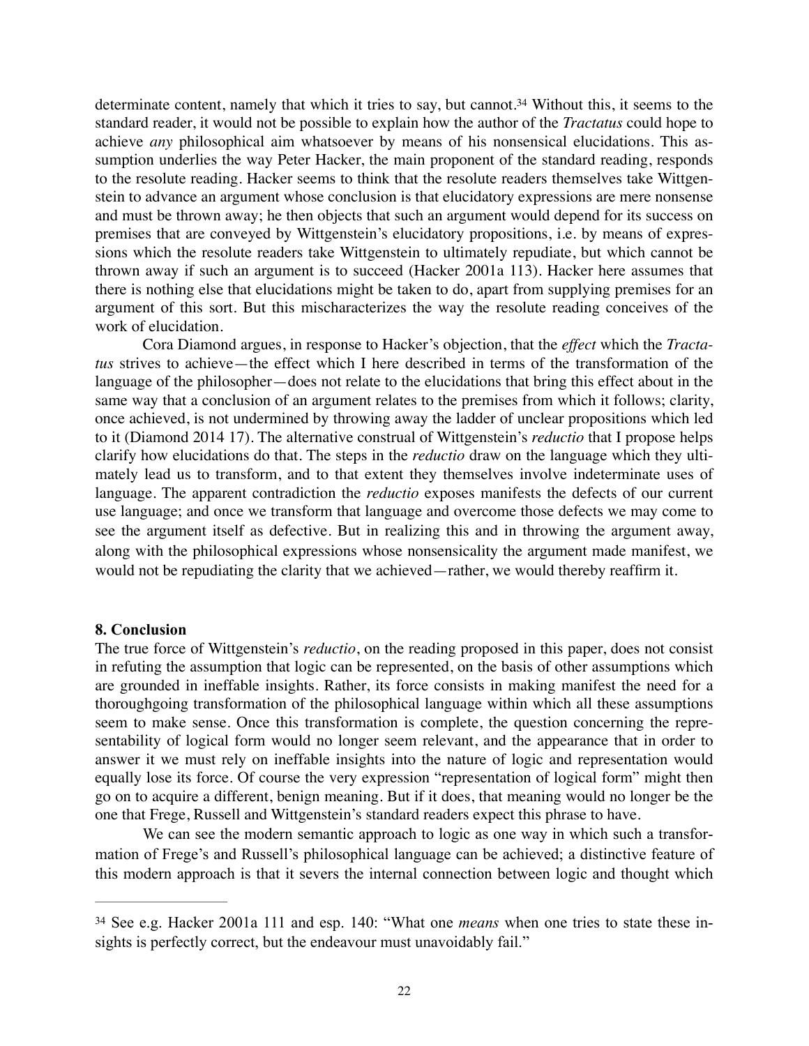determinate content, namely that which it tries to say, but cannot.[34] Without this, it seems to the standard reader, it would not be possible to explain how the author of the *Tractatus* could hope to achieve *any* philosophical aim whatsoever by means of his nonsensical elucidations. This assumption underlies the way Peter Hacker, the main proponent of the standard reading, responds to the resolute reading. Hacker seems to think that the resolute readers themselves take Wittgenstein to advance an argument whose conclusion is that elucidatory expressions are mere nonsense and must be thrown away; he then objects that such an argument would depend for its success on premises that are conveyed by Wittgenstein's elucidatory propositions, i.e. by means of expressions which the resolute readers take Wittgenstein to ultimately repudiate, but which cannot be thrown away if such an argument is to succeed (Hacker 2001a 113). Hacker here assumes that there is nothing else that elucidations might be taken to do, apart from supplying premises for an argument of this sort. But this mischaracterizes the way the resolute reading conceives of the work of elucidation.

Cora Diamond argues, in response to Hacker's objection, that the *effect* which the *Tractatus* strives to achieve—the effect which I here described in terms of the transformation of the language of the philosopher—does not relate to the elucidations that bring this effect about in the same way that a conclusion of an argument relates to the premises from which it follows; clarity, once achieved, is not undermined by throwing away the ladder of unclear propositions which led to it (Diamond 2014 17). The alternative construal of Wittgenstein's *reductio* that I propose helps clarify how elucidations do that. The steps in the *reductio* draw on the language which they ultimately lead us to transform, and to that extent they themselves involve indeterminate uses of language. The apparent contradiction the *reductio* exposes manifests the defects of our current use language; and once we transform that language and overcome those defects we may come to see the argument itself as defective. But in realizing this and in throwing the argument away, along with the philosophical expressions whose nonsensicality the argument made manifest, we would not be repudiating the clarity that we achieved—rather, we would thereby reaffirm it.

## 8. Conclusion

The true force of Wittgenstein's *reductio*, on the reading proposed in this paper, does not consist in refuting the assumption that logic can be represented, on the basis of other assumptions which are grounded in ineffable insights. Rather, its force consists in making manifest the need for a thoroughgoing transformation of the philosophical language within which all these assumptions seem to make sense. Once this transformation is complete, the question concerning the representability of logical form would no longer seem relevant, and the appearance that in order to answer it we must rely on ineffable insights into the nature of logic and representation would equally lose its force. Of course the very expression "representation of logical form" might then go on to acquire a different, benign meaning. But if it does, that meaning would no longer be the one that Frege, Russell and Wittgenstein's standard readers expect this phrase to have.

We can see the modern semantic approach to logic as one way in which such a transformation of Frege's and Russell's philosophical language can be achieved; a distinctive feature of this modern approach is that it severs the internal connection between logic and thought which

---

[34] See e.g. Hacker 2001a 111 and esp. 140: "What one *means* when one tries to state these insights is perfectly correct, but the endeavour must unavoidably fail."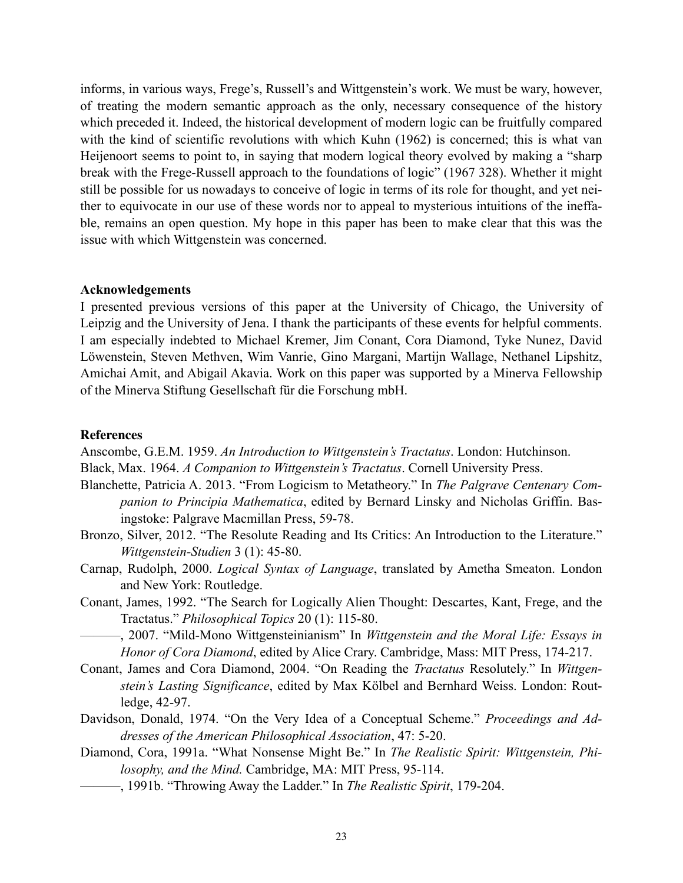informs, in various ways, Frege's, Russell's and Wittgenstein's work. We must be wary, however, of treating the modern semantic approach as the only, necessary consequence of the history which preceded it. Indeed, the historical development of modern logic can be fruitfully compared with the kind of scientific revolutions with which Kuhn (1962) is concerned; this is what van Heijenoort seems to point to, in saying that modern logical theory evolved by making a "sharp break with the Frege-Russell approach to the foundations of logic" (1967 328). Whether it might still be possible for us nowadays to conceive of logic in terms of its role for thought, and yet neither to equivocate in our use of these words nor to appeal to mysterious intuitions of the ineffable, remains an open question. My hope in this paper has been to make clear that this was the issue with which Wittgenstein was concerned.

**Acknowledgements**

I presented previous versions of this paper at the University of Chicago, the University of Leipzig and the University of Jena. I thank the participants of these events for helpful comments. I am especially indebted to Michael Kremer, Jim Conant, Cora Diamond, Tyke Nunez, David Löwenstein, Steven Methven, Wim Vanrie, Gino Margani, Martijn Wallage, Nethanel Lipshitz, Amichai Amit, and Abigail Akavia. Work on this paper was supported by a Minerva Fellowship of the Minerva Stiftung Gesellschaft für die Forschung mbH.

**References**

Anscombe, G.E.M. 1959. *An Introduction to Wittgenstein's Tractatus*. London: Hutchinson.

Black, Max. 1964. *A Companion to Wittgenstein's Tractatus*. Cornell University Press.

Blanchette, Patricia A. 2013. "From Logicism to Metatheory." In *The Palgrave Centenary Companion to Principia Mathematica*, edited by Bernard Linsky and Nicholas Griffin. Basingstoke: Palgrave Macmillan Press, 59-78.

Bronzo, Silver, 2012. "The Resolute Reading and Its Critics: An Introduction to the Literature." *Wittgenstein-Studien* 3 (1): 45-80.

Carnap, Rudolph, 2000. *Logical Syntax of Language*, translated by Ametha Smeaton. London and New York: Routledge.

Conant, James, 1992. "The Search for Logically Alien Thought: Descartes, Kant, Frege, and the Tractatus." *Philosophical Topics* 20 (1): 115-80.

———, 2007. "Mild-Mono Wittgensteinianism" In *Wittgenstein and the Moral Life: Essays in Honor of Cora Diamond*, edited by Alice Crary. Cambridge, Mass: MIT Press, 174-217.

Conant, James and Cora Diamond, 2004. "On Reading the *Tractatus* Resolutely." In *Wittgenstein's Lasting Significance*, edited by Max Kölbel and Bernhard Weiss. London: Routledge, 42-97.

Davidson, Donald, 1974. "On the Very Idea of a Conceptual Scheme." *Proceedings and Addresses of the American Philosophical Association*, 47: 5-20.

Diamond, Cora, 1991a. "What Nonsense Might Be." In *The Realistic Spirit: Wittgenstein, Philosophy, and the Mind.* Cambridge, MA: MIT Press, 95-114.

———, 1991b. "Throwing Away the Ladder." In *The Realistic Spirit*, 179-204.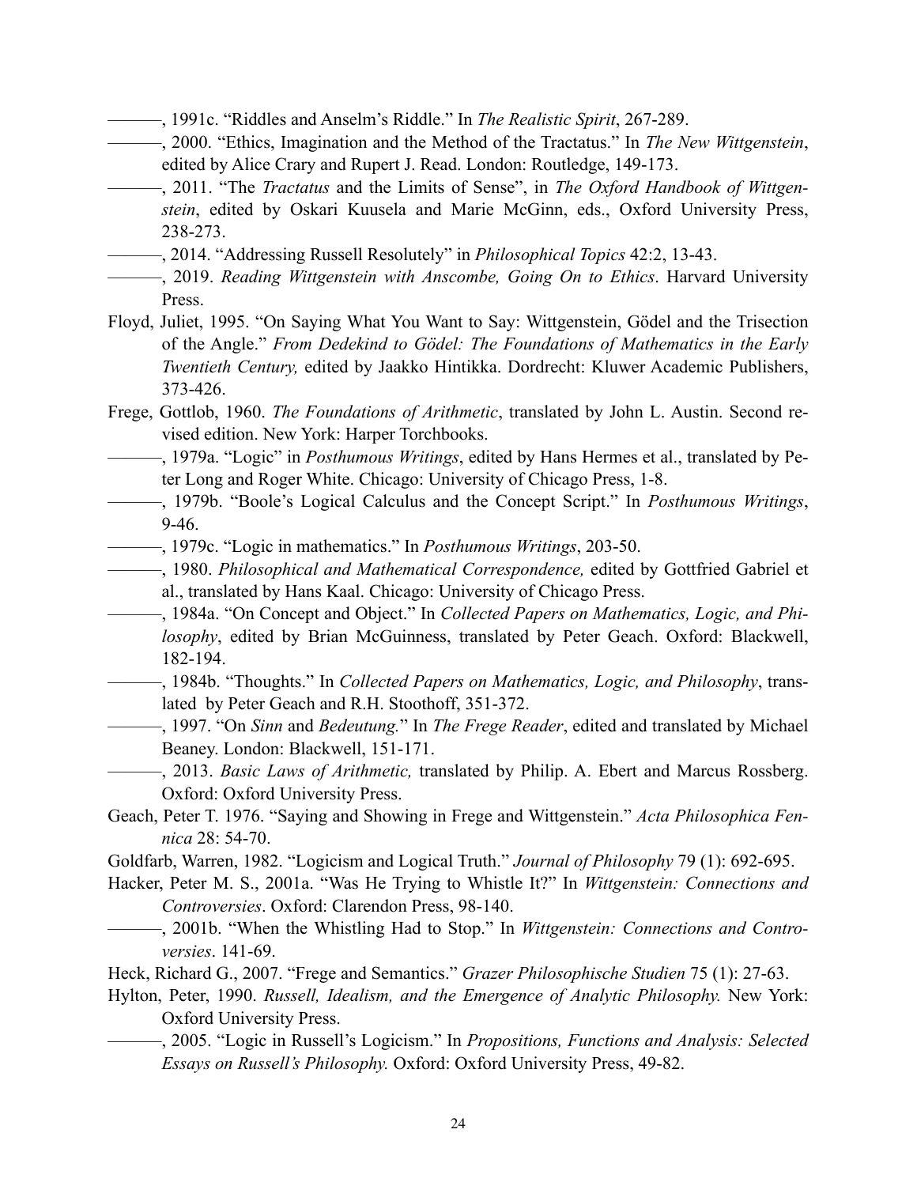———, 1991c. "Riddles and Anselm's Riddle." In *The Realistic Spirit*, 267-289.

———, 2000. "Ethics, Imagination and the Method of the Tractatus." In *The New Wittgenstein*, edited by Alice Crary and Rupert J. Read. London: Routledge, 149-173.

———, 2011. "The *Tractatus* and the Limits of Sense", in *The Oxford Handbook of Wittgenstein*, edited by Oskari Kuusela and Marie McGinn, eds., Oxford University Press, 238-273.

———, 2014. "Addressing Russell Resolutely" in *Philosophical Topics* 42:2, 13-43.

———, 2019. *Reading Wittgenstein with Anscombe, Going On to Ethics*. Harvard University Press.

Floyd, Juliet, 1995. "On Saying What You Want to Say: Wittgenstein, Gödel and the Trisection of the Angle." *From Dedekind to Gödel: The Foundations of Mathematics in the Early Twentieth Century,* edited by Jaakko Hintikka. Dordrecht: Kluwer Academic Publishers, 373-426.

Frege, Gottlob, 1960. *The Foundations of Arithmetic*, translated by John L. Austin. Second revised edition. New York: Harper Torchbooks.

———, 1979a. "Logic" in *Posthumous Writings*, edited by Hans Hermes et al., translated by Peter Long and Roger White. Chicago: University of Chicago Press, 1-8.

———, 1979b. "Boole's Logical Calculus and the Concept Script." In *Posthumous Writings*, 9-46.

———, 1979c. "Logic in mathematics." In *Posthumous Writings*, 203-50.

———, 1980. *Philosophical and Mathematical Correspondence,* edited by Gottfried Gabriel et al., translated by Hans Kaal. Chicago: University of Chicago Press.

———, 1984a. "On Concept and Object." In *Collected Papers on Mathematics, Logic, and Philosophy*, edited by Brian McGuinness, translated by Peter Geach. Oxford: Blackwell, 182-194.

———, 1984b. "Thoughts." In *Collected Papers on Mathematics, Logic, and Philosophy*, translated by Peter Geach and R.H. Stoothoff, 351-372.

———, 1997. "On *Sinn* and *Bedeutung.*" In *The Frege Reader*, edited and translated by Michael Beaney. London: Blackwell, 151-171.

———, 2013. *Basic Laws of Arithmetic,* translated by Philip. A. Ebert and Marcus Rossberg. Oxford: Oxford University Press.

Geach, Peter T. 1976. "Saying and Showing in Frege and Wittgenstein." *Acta Philosophica Fennica* 28: 54-70.

Goldfarb, Warren, 1982. "Logicism and Logical Truth." *Journal of Philosophy* 79 (1): 692-695.

Hacker, Peter M. S., 2001a. "Was He Trying to Whistle It?" In *Wittgenstein: Connections and Controversies*. Oxford: Clarendon Press, 98-140.

———, 2001b. "When the Whistling Had to Stop." In *Wittgenstein: Connections and Controversies*. 141-69.

Heck, Richard G., 2007. "Frege and Semantics." *Grazer Philosophische Studien* 75 (1): 27-63.

Hylton, Peter, 1990. *Russell, Idealism, and the Emergence of Analytic Philosophy.* New York: Oxford University Press.

———, 2005. "Logic in Russell's Logicism." In *Propositions, Functions and Analysis: Selected Essays on Russell's Philosophy.* Oxford: Oxford University Press, 49-82.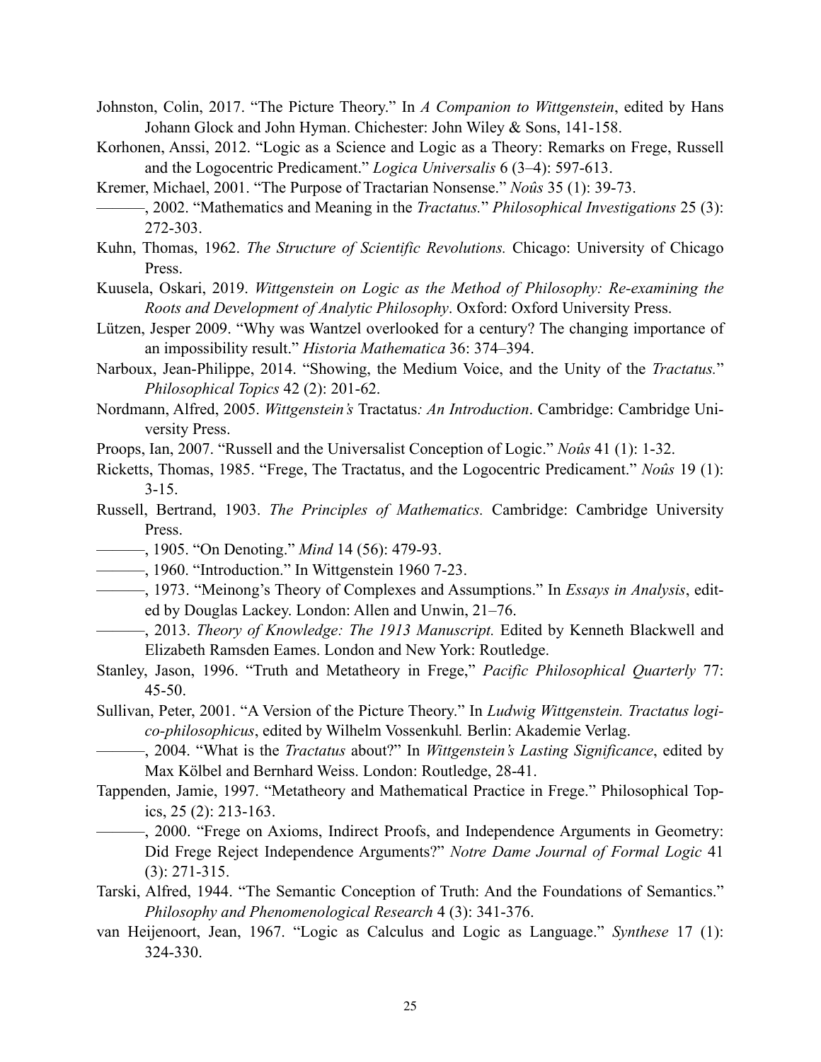Johnston, Colin, 2017. "The Picture Theory." In *A Companion to Wittgenstein*, edited by Hans Johann Glock and John Hyman. Chichester: John Wiley & Sons, 141-158.

Korhonen, Anssi, 2012. "Logic as a Science and Logic as a Theory: Remarks on Frege, Russell and the Logocentric Predicament." *Logica Universalis* 6 (3–4): 597-613.

Kremer, Michael, 2001. "The Purpose of Tractarian Nonsense." *Noûs* 35 (1): 39-73.

———, 2002. "Mathematics and Meaning in the *Tractatus.*" *Philosophical Investigations* 25 (3): 272-303.

Kuhn, Thomas, 1962. *The Structure of Scientific Revolutions.* Chicago: University of Chicago Press.

Kuusela, Oskari, 2019. *Wittgenstein on Logic as the Method of Philosophy: Re-examining the Roots and Development of Analytic Philosophy*. Oxford: Oxford University Press.

Lützen, Jesper 2009. "Why was Wantzel overlooked for a century? The changing importance of an impossibility result." *Historia Mathematica* 36: 374–394.

Narboux, Jean-Philippe, 2014. "Showing, the Medium Voice, and the Unity of the *Tractatus.*" *Philosophical Topics* 42 (2): 201-62.

Nordmann, Alfred, 2005. *Wittgenstein's* Tractatus*: An Introduction*. Cambridge: Cambridge University Press.

Proops, Ian, 2007. "Russell and the Universalist Conception of Logic." *Noûs* 41 (1): 1-32.

Ricketts, Thomas, 1985. "Frege, The Tractatus, and the Logocentric Predicament." *Noûs* 19 (1): 3-15.

Russell, Bertrand, 1903. *The Principles of Mathematics.* Cambridge: Cambridge University Press.

———, 1905. "On Denoting." *Mind* 14 (56): 479-93.

———, 1960. "Introduction." In Wittgenstein 1960 7-23.

———, 1973. "Meinong's Theory of Complexes and Assumptions." In *Essays in Analysis*, edited by Douglas Lackey. London: Allen and Unwin, 21–76.

———, 2013. *Theory of Knowledge: The 1913 Manuscript.* Edited by Kenneth Blackwell and Elizabeth Ramsden Eames. London and New York: Routledge.

Stanley, Jason, 1996. "Truth and Metatheory in Frege," *Pacific Philosophical Quarterly* 77: 45-50.

Sullivan, Peter, 2001. "A Version of the Picture Theory." In *Ludwig Wittgenstein. Tractatus logico-philosophicus*, edited by Wilhelm Vossenkuhl*.* Berlin: Akademie Verlag.

———, 2004. "What is the *Tractatus* about?" In *Wittgenstein's Lasting Significance*, edited by Max Kölbel and Bernhard Weiss. London: Routledge, 28-41.

Tappenden, Jamie, 1997. "Metatheory and Mathematical Practice in Frege." Philosophical Topics, 25 (2): 213-163.

———, 2000. "Frege on Axioms, Indirect Proofs, and Independence Arguments in Geometry: Did Frege Reject Independence Arguments?" *Notre Dame Journal of Formal Logic* 41 (3): 271-315.

Tarski, Alfred, 1944. "The Semantic Conception of Truth: And the Foundations of Semantics." *Philosophy and Phenomenological Research* 4 (3): 341-376.

van Heijenoort, Jean, 1967. "Logic as Calculus and Logic as Language." *Synthese* 17 (1): 324-330.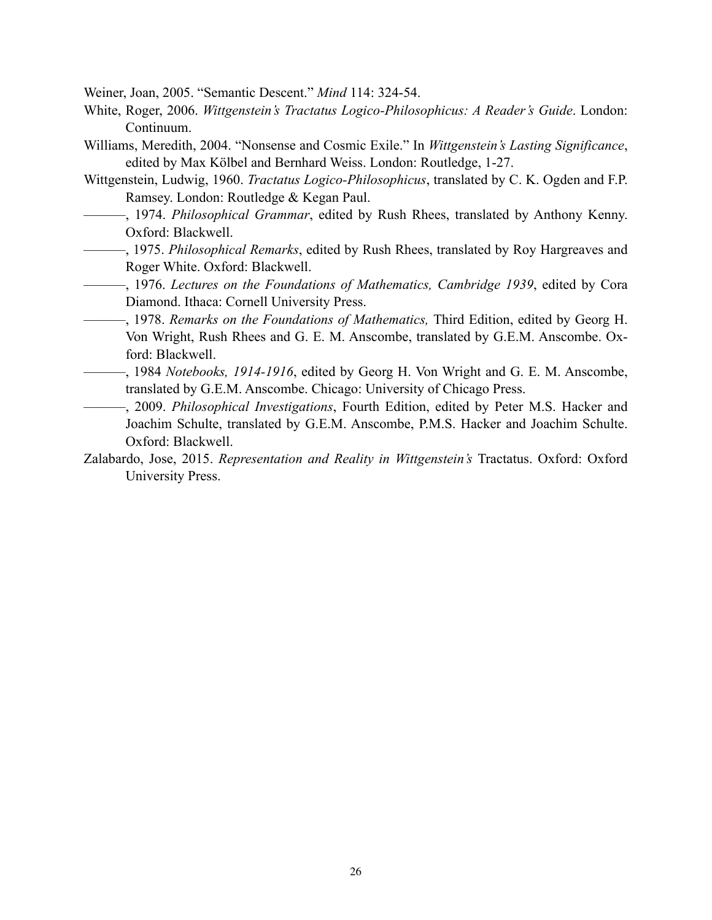Weiner, Joan, 2005. “Semantic Descent.” *Mind* 114: 324-54.

White, Roger, 2006. *Wittgenstein’s Tractatus Logico-Philosophicus: A Reader’s Guide*. London: Continuum.

Williams, Meredith, 2004. “Nonsense and Cosmic Exile.” In *Wittgenstein’s Lasting Significance*, edited by Max Kölbel and Bernhard Weiss. London: Routledge, 1-27.

Wittgenstein, Ludwig, 1960. *Tractatus Logico-Philosophicus*, translated by C. K. Ogden and F.P. Ramsey. London: Routledge & Kegan Paul.

———, 1974. *Philosophical Grammar*, edited by Rush Rhees, translated by Anthony Kenny. Oxford: Blackwell.

———, 1975. *Philosophical Remarks*, edited by Rush Rhees, translated by Roy Hargreaves and Roger White. Oxford: Blackwell.

———, 1976. *Lectures on the Foundations of Mathematics, Cambridge 1939*, edited by Cora Diamond. Ithaca: Cornell University Press.

———, 1978. *Remarks on the Foundations of Mathematics,* Third Edition, edited by Georg H. Von Wright, Rush Rhees and G. E. M. Anscombe, translated by G.E.M. Anscombe. Oxford: Blackwell.

———, 1984 *Notebooks, 1914-1916*, edited by Georg H. Von Wright and G. E. M. Anscombe, translated by G.E.M. Anscombe. Chicago: University of Chicago Press.

———, 2009. *Philosophical Investigations*, Fourth Edition, edited by Peter M.S. Hacker and Joachim Schulte, translated by G.E.M. Anscombe, P.M.S. Hacker and Joachim Schulte. Oxford: Blackwell.

Zalabardo, Jose, 2015. *Representation and Reality in Wittgenstein’s* Tractatus. Oxford: Oxford University Press.